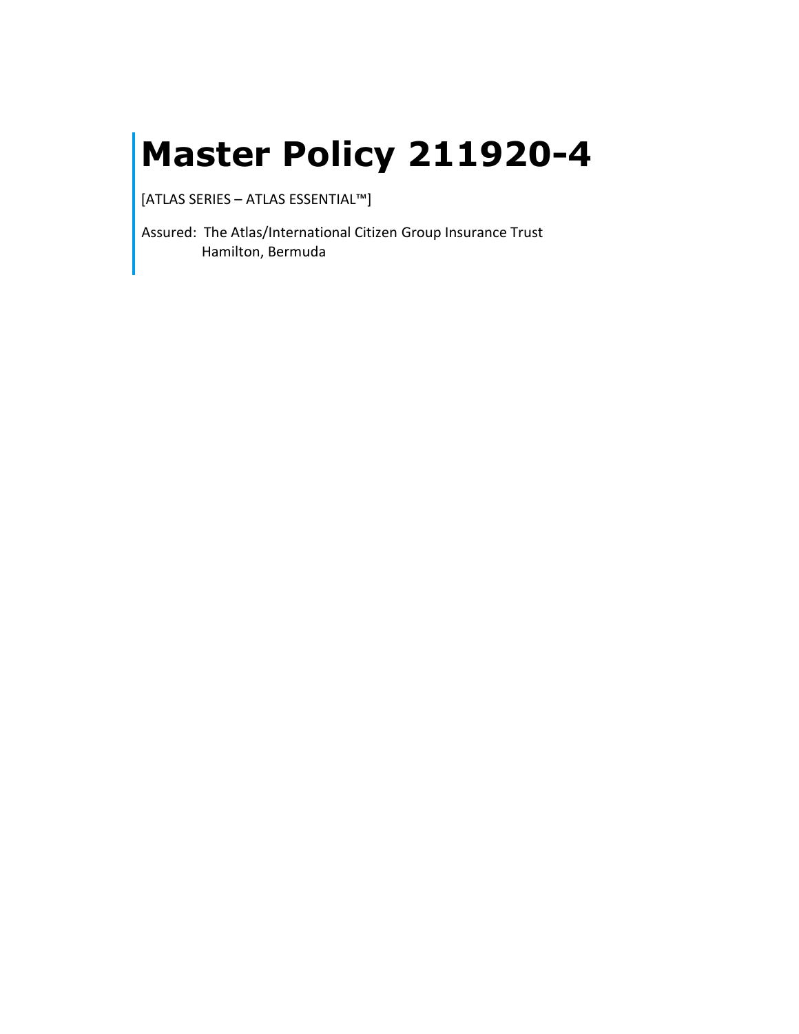# Master Policy 211920-4

[ATLAS SERIES – ATLAS ESSENTIAL™]

Assured: The Atlas/International Citizen Group Insurance Trust
Hamilton, Bermuda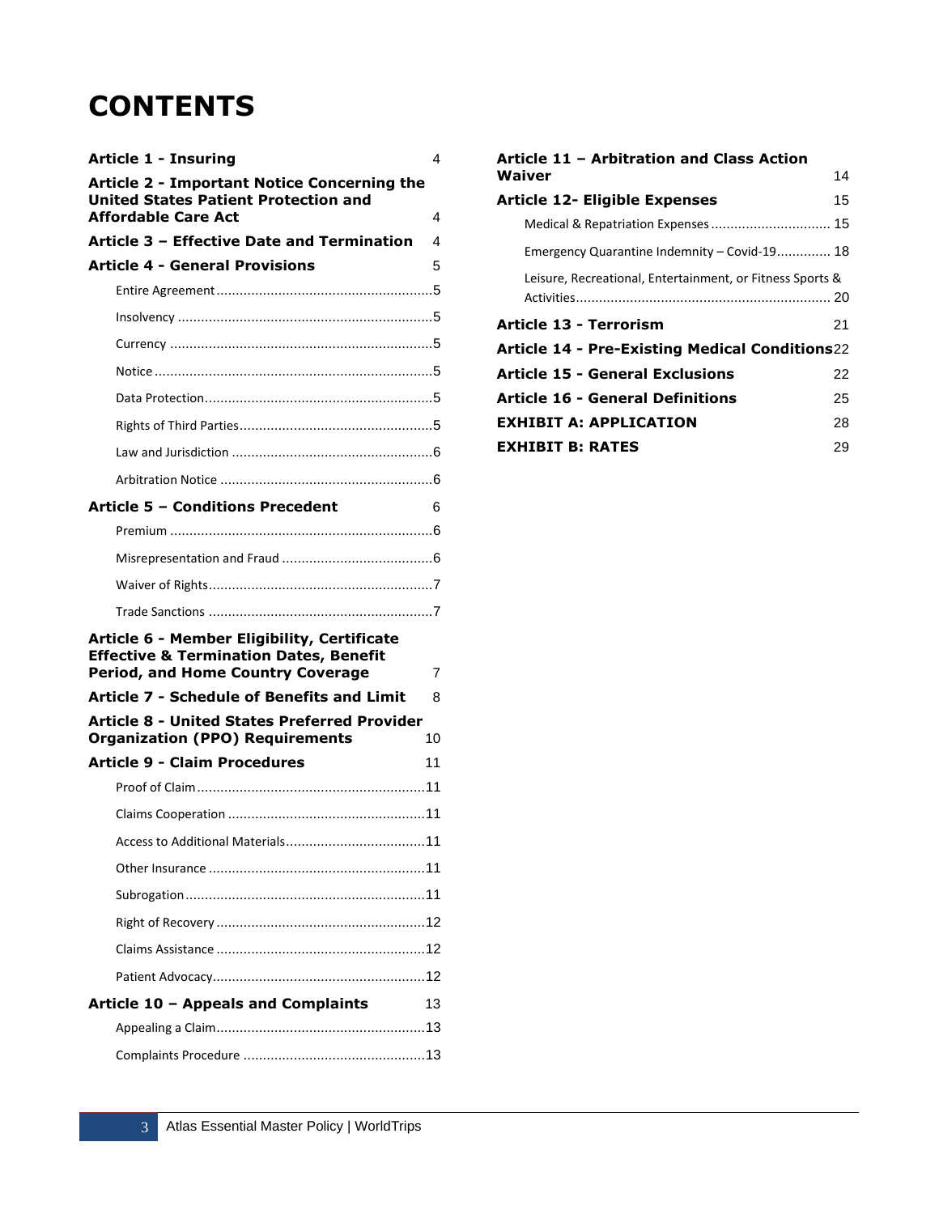# CONTENTS

**Article 1 - Insuring** 4

**Article 2 - Important Notice Concerning the United States Patient Protection and Affordable Care Act** 4

**Article 3 – Effective Date and Termination** 4

**Article 4 - General Provisions** 5

- Entire Agreement .......5
- Insolvency .......5
- Currency .......5
- Notice .......5
- Data Protection .......5
- Rights of Third Parties .......5
- Law and Jurisdiction .......6
- Arbitration Notice .......6

**Article 5 – Conditions Precedent** 6

- Premium .......6
- Misrepresentation and Fraud .......6
- Waiver of Rights .......7
- Trade Sanctions .......7

**Article 6 - Member Eligibility, Certificate Effective & Termination Dates, Benefit Period, and Home Country Coverage** 7

**Article 7 - Schedule of Benefits and Limit** 8

**Article 8 - United States Preferred Provider Organization (PPO) Requirements** 10

**Article 9 - Claim Procedures** 11

- Proof of Claim .......11
- Claims Cooperation .......11
- Access to Additional Materials .......11
- Other Insurance .......11
- Subrogation .......11
- Right of Recovery .......12
- Claims Assistance .......12
- Patient Advocacy .......12

**Article 10 – Appeals and Complaints** 13

- Appealing a Claim .......13
- Complaints Procedure .......13

**Article 11 – Arbitration and Class Action Waiver** 14

**Article 12- Eligible Expenses** 15

- Medical & Repatriation Expenses .......15
- Emergency Quarantine Indemnity – Covid-19 .......18
- Leisure, Recreational, Entertainment, or Fitness Sports & Activities .......20

**Article 13 - Terrorism** 21

**Article 14 - Pre-Existing Medical Conditions** 22

**Article 15 - General Exclusions** 22

**Article 16 - General Definitions** 25

**EXHIBIT A: APPLICATION** 28

**EXHIBIT B: RATES** 29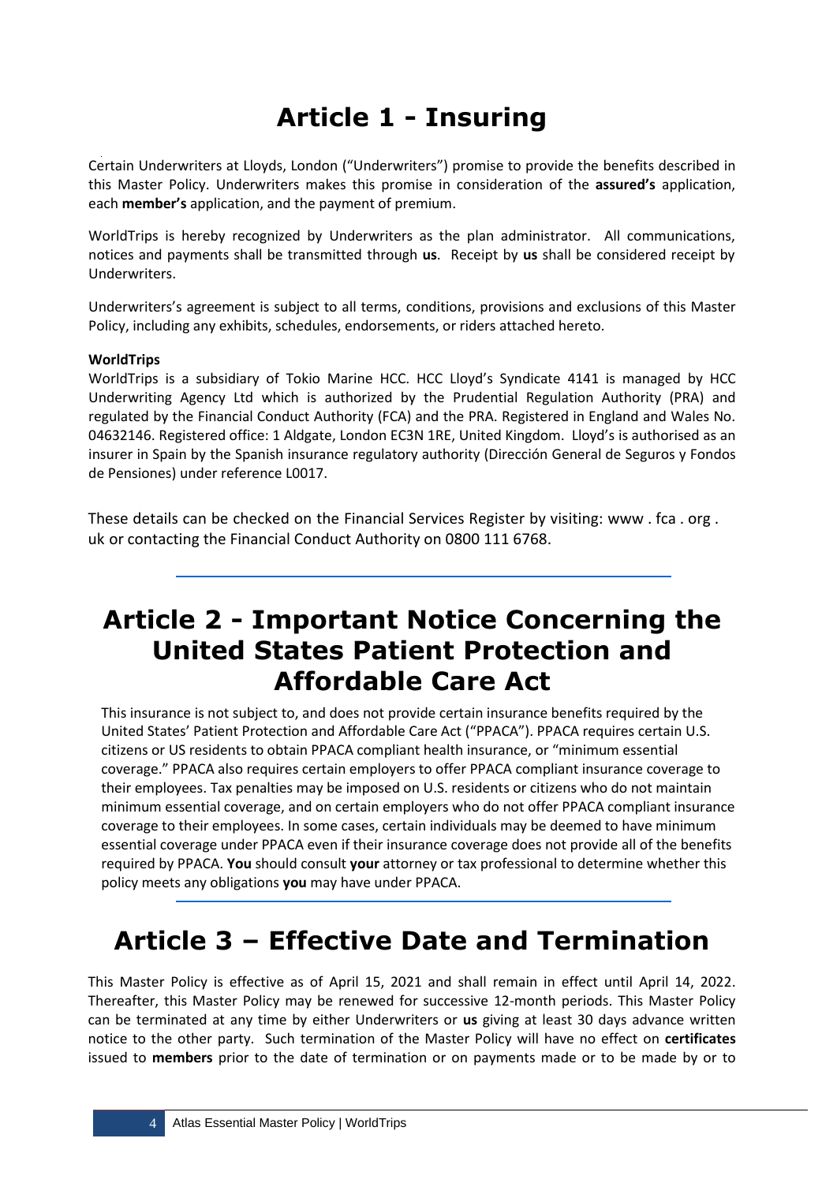# Article 1 - Insuring

Certain Underwriters at Lloyds, London ("Underwriters") promise to provide the benefits described in this Master Policy. Underwriters makes this promise in consideration of the **assured's** application, each **member's** application, and the payment of premium.

WorldTrips is hereby recognized by Underwriters as the plan administrator. All communications, notices and payments shall be transmitted through **us**. Receipt by **us** shall be considered receipt by Underwriters.

Underwriters's agreement is subject to all terms, conditions, provisions and exclusions of this Master Policy, including any exhibits, schedules, endorsements, or riders attached hereto.

**WorldTrips**
WorldTrips is a subsidiary of Tokio Marine HCC. HCC Lloyd's Syndicate 4141 is managed by HCC Underwriting Agency Ltd which is authorized by the Prudential Regulation Authority (PRA) and regulated by the Financial Conduct Authority (FCA) and the PRA. Registered in England and Wales No. 04632146. Registered office: 1 Aldgate, London EC3N 1RE, United Kingdom. Lloyd's is authorised as an insurer in Spain by the Spanish insurance regulatory authority (Dirección General de Seguros y Fondos de Pensiones) under reference L0017.

These details can be checked on the Financial Services Register by visiting: www . fca . org . uk or contacting the Financial Conduct Authority on 0800 111 6768.

# Article 2 - Important Notice Concerning the United States Patient Protection and Affordable Care Act

This insurance is not subject to, and does not provide certain insurance benefits required by the United States' Patient Protection and Affordable Care Act ("PPACA"). PPACA requires certain U.S. citizens or US residents to obtain PPACA compliant health insurance, or "minimum essential coverage." PPACA also requires certain employers to offer PPACA compliant insurance coverage to their employees. Tax penalties may be imposed on U.S. residents or citizens who do not maintain minimum essential coverage, and on certain employers who do not offer PPACA compliant insurance coverage to their employees. In some cases, certain individuals may be deemed to have minimum essential coverage under PPACA even if their insurance coverage does not provide all of the benefits required by PPACA. **You** should consult **your** attorney or tax professional to determine whether this policy meets any obligations **you** may have under PPACA.

# Article 3 – Effective Date and Termination

This Master Policy is effective as of April 15, 2021 and shall remain in effect until April 14, 2022. Thereafter, this Master Policy may be renewed for successive 12-month periods. This Master Policy can be terminated at any time by either Underwriters or **us** giving at least 30 days advance written notice to the other party. Such termination of the Master Policy will have no effect on **certificates** issued to **members** prior to the date of termination or on payments made or to be made by or to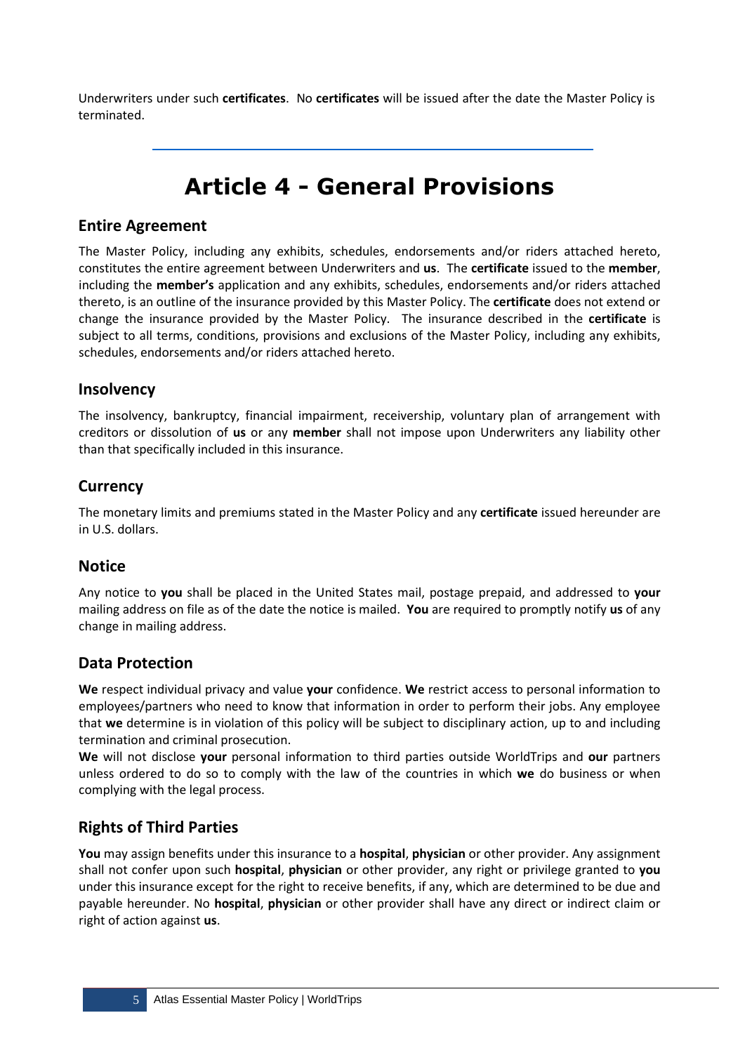Underwriters under such **certificates**. No **certificates** will be issued after the date the Master Policy is terminated.

# Article 4 - General Provisions

## Entire Agreement

The Master Policy, including any exhibits, schedules, endorsements and/or riders attached hereto, constitutes the entire agreement between Underwriters and **us**. The **certificate** issued to the **member**, including the **member's** application and any exhibits, schedules, endorsements and/or riders attached thereto, is an outline of the insurance provided by this Master Policy. The **certificate** does not extend or change the insurance provided by the Master Policy. The insurance described in the **certificate** is subject to all terms, conditions, provisions and exclusions of the Master Policy, including any exhibits, schedules, endorsements and/or riders attached hereto.

## Insolvency

The insolvency, bankruptcy, financial impairment, receivership, voluntary plan of arrangement with creditors or dissolution of **us** or any **member** shall not impose upon Underwriters any liability other than that specifically included in this insurance.

## Currency

The monetary limits and premiums stated in the Master Policy and any **certificate** issued hereunder are in U.S. dollars.

## Notice

Any notice to **you** shall be placed in the United States mail, postage prepaid, and addressed to **your** mailing address on file as of the date the notice is mailed. **You** are required to promptly notify **us** of any change in mailing address.

## Data Protection

**We** respect individual privacy and value **your** confidence. **We** restrict access to personal information to employees/partners who need to know that information in order to perform their jobs. Any employee that **we** determine is in violation of this policy will be subject to disciplinary action, up to and including termination and criminal prosecution.

**We** will not disclose **your** personal information to third parties outside WorldTrips and **our** partners unless ordered to do so to comply with the law of the countries in which **we** do business or when complying with the legal process.

## Rights of Third Parties

**You** may assign benefits under this insurance to a **hospital**, **physician** or other provider. Any assignment shall not confer upon such **hospital**, **physician** or other provider, any right or privilege granted to **you** under this insurance except for the right to receive benefits, if any, which are determined to be due and payable hereunder. No **hospital**, **physician** or other provider shall have any direct or indirect claim or right of action against **us**.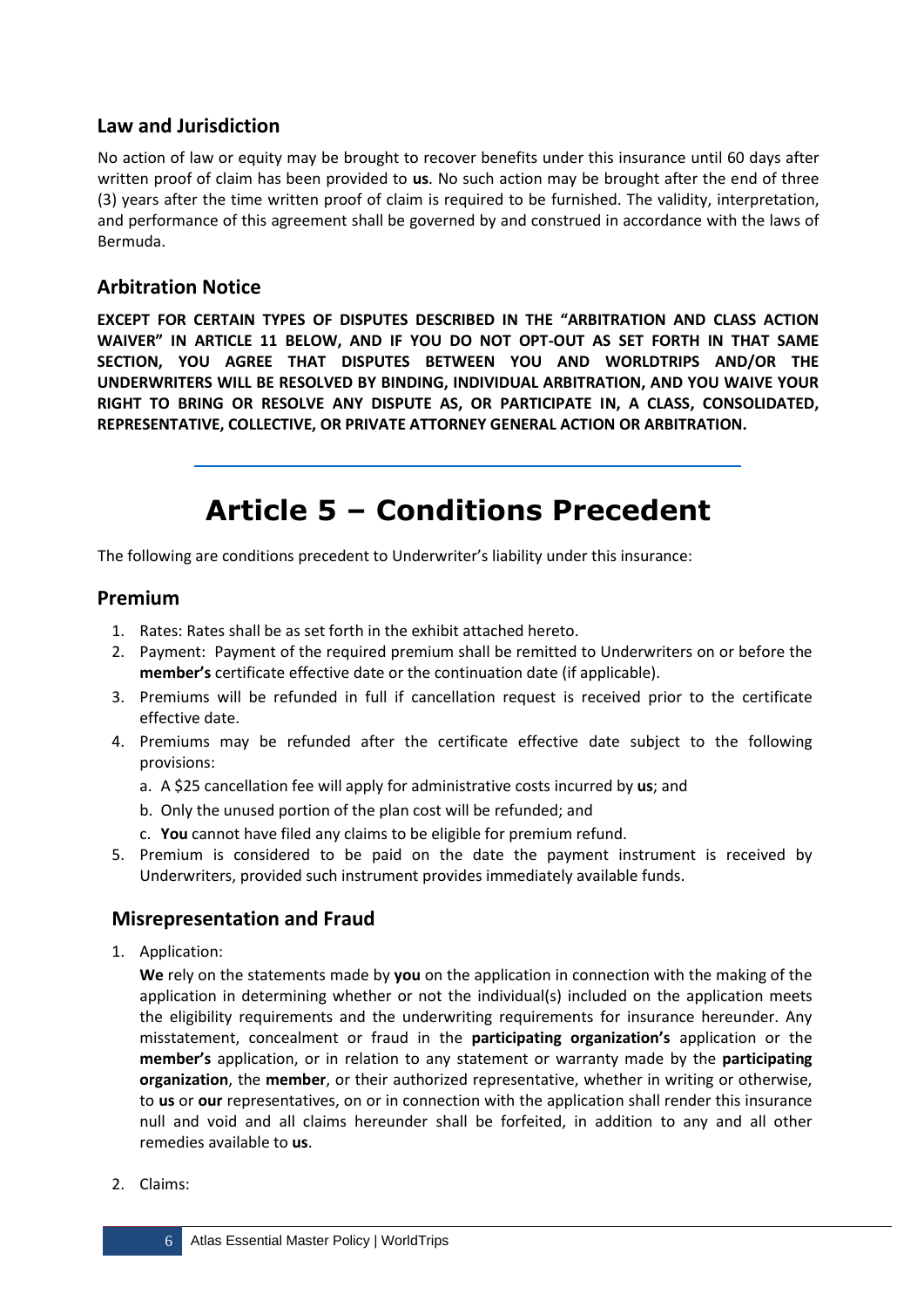## Law and Jurisdiction

No action of law or equity may be brought to recover benefits under this insurance until 60 days after written proof of claim has been provided to **us**. No such action may be brought after the end of three (3) years after the time written proof of claim is required to be furnished. The validity, interpretation, and performance of this agreement shall be governed by and construed in accordance with the laws of Bermuda.

## Arbitration Notice

**EXCEPT FOR CERTAIN TYPES OF DISPUTES DESCRIBED IN THE "ARBITRATION AND CLASS ACTION WAIVER" IN ARTICLE 11 BELOW, AND IF YOU DO NOT OPT-OUT AS SET FORTH IN THAT SAME SECTION, YOU AGREE THAT DISPUTES BETWEEN YOU AND WORLDTRIPS AND/OR THE UNDERWRITERS WILL BE RESOLVED BY BINDING, INDIVIDUAL ARBITRATION, AND YOU WAIVE YOUR RIGHT TO BRING OR RESOLVE ANY DISPUTE AS, OR PARTICIPATE IN, A CLASS, CONSOLIDATED, REPRESENTATIVE, COLLECTIVE, OR PRIVATE ATTORNEY GENERAL ACTION OR ARBITRATION.**

# Article 5 – Conditions Precedent

The following are conditions precedent to Underwriter's liability under this insurance:

## Premium

1. Rates: Rates shall be as set forth in the exhibit attached hereto.
2. Payment: Payment of the required premium shall be remitted to Underwriters on or before the **member's** certificate effective date or the continuation date (if applicable).
3. Premiums will be refunded in full if cancellation request is received prior to the certificate effective date.
4. Premiums may be refunded after the certificate effective date subject to the following provisions:
   a. A $25 cancellation fee will apply for administrative costs incurred by **us**; and
   b. Only the unused portion of the plan cost will be refunded; and
   c. **You** cannot have filed any claims to be eligible for premium refund.
5. Premium is considered to be paid on the date the payment instrument is received by Underwriters, provided such instrument provides immediately available funds.

## Misrepresentation and Fraud

1. Application:

   **We** rely on the statements made by **you** on the application in connection with the making of the application in determining whether or not the individual(s) included on the application meets the eligibility requirements and the underwriting requirements for insurance hereunder. Any misstatement, concealment or fraud in the **participating organization's** application or the **member's** application, or in relation to any statement or warranty made by the **participating organization**, the **member**, or their authorized representative, whether in writing or otherwise, to **us** or **our** representatives, on or in connection with the application shall render this insurance null and void and all claims hereunder shall be forfeited, in addition to any and all other remedies available to **us**.

2. Claims: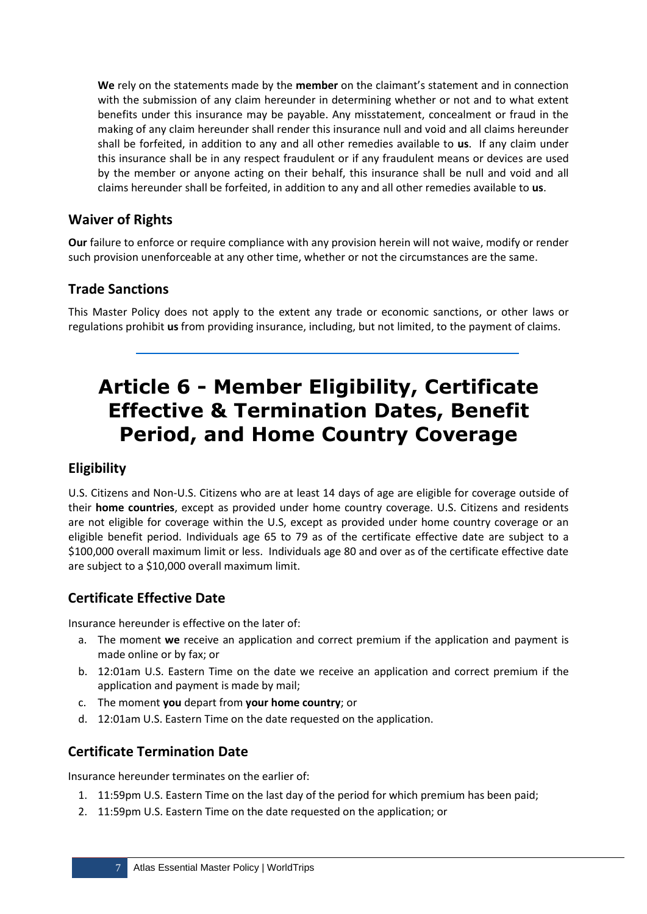**We** rely on the statements made by the **member** on the claimant's statement and in connection with the submission of any claim hereunder in determining whether or not and to what extent benefits under this insurance may be payable. Any misstatement, concealment or fraud in the making of any claim hereunder shall render this insurance null and void and all claims hereunder shall be forfeited, in addition to any and all other remedies available to **us**. If any claim under this insurance shall be in any respect fraudulent or if any fraudulent means or devices are used by the member or anyone acting on their behalf, this insurance shall be null and void and all claims hereunder shall be forfeited, in addition to any and all other remedies available to **us**.

## Waiver of Rights

**Our** failure to enforce or require compliance with any provision herein will not waive, modify or render such provision unenforceable at any other time, whether or not the circumstances are the same.

## Trade Sanctions

This Master Policy does not apply to the extent any trade or economic sanctions, or other laws or regulations prohibit **us** from providing insurance, including, but not limited, to the payment of claims.

# Article 6 - Member Eligibility, Certificate Effective & Termination Dates, Benefit Period, and Home Country Coverage

## Eligibility

U.S. Citizens and Non-U.S. Citizens who are at least 14 days of age are eligible for coverage outside of their **home countries**, except as provided under home country coverage. U.S. Citizens and residents are not eligible for coverage within the U.S, except as provided under home country coverage or an eligible benefit period. Individuals age 65 to 79 as of the certificate effective date are subject to a $100,000 overall maximum limit or less. Individuals age 80 and over as of the certificate effective date are subject to a $10,000 overall maximum limit.

## Certificate Effective Date

Insurance hereunder is effective on the later of:

a. The moment **we** receive an application and correct premium if the application and payment is made online or by fax; or
b. 12:01am U.S. Eastern Time on the date we receive an application and correct premium if the application and payment is made by mail;
c. The moment **you** depart from **your home country**; or
d. 12:01am U.S. Eastern Time on the date requested on the application.

## Certificate Termination Date

Insurance hereunder terminates on the earlier of:

1. 11:59pm U.S. Eastern Time on the last day of the period for which premium has been paid;
2. 11:59pm U.S. Eastern Time on the date requested on the application; or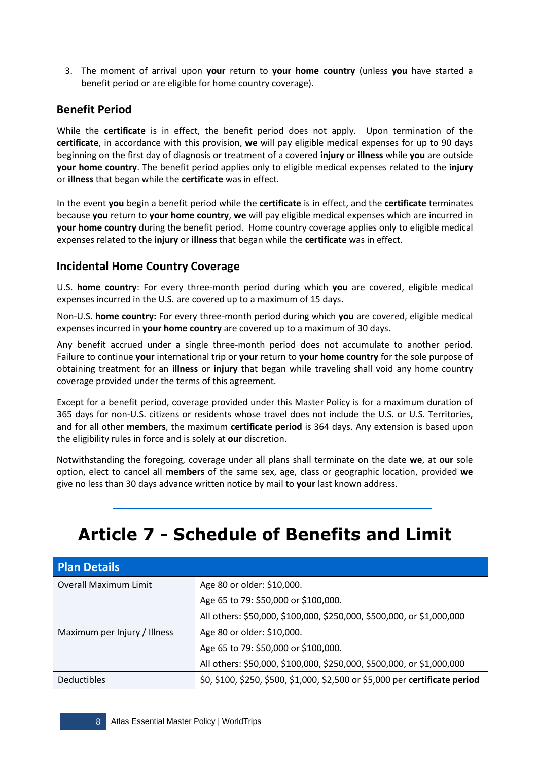3. The moment of arrival upon **your** return to **your home country** (unless **you** have started a benefit period or are eligible for home country coverage).

## Benefit Period

While the **certificate** is in effect, the benefit period does not apply. Upon termination of the **certificate**, in accordance with this provision, **we** will pay eligible medical expenses for up to 90 days beginning on the first day of diagnosis or treatment of a covered **injury** or **illness** while **you** are outside **your home country**. The benefit period applies only to eligible medical expenses related to the **injury** or **illness** that began while the **certificate** was in effect.

In the event **you** begin a benefit period while the **certificate** is in effect, and the **certificate** terminates because **you** return to **your home country**, **we** will pay eligible medical expenses which are incurred in **your home country** during the benefit period. Home country coverage applies only to eligible medical expenses related to the **injury** or **illness** that began while the **certificate** was in effect.

## Incidental Home Country Coverage

U.S. **home country**: For every three-month period during which **you** are covered, eligible medical expenses incurred in the U.S. are covered up to a maximum of 15 days.

Non-U.S. **home country:** For every three-month period during which **you** are covered, eligible medical expenses incurred in **your home country** are covered up to a maximum of 30 days.

Any benefit accrued under a single three-month period does not accumulate to another period. Failure to continue **your** international trip or **your** return to **your home country** for the sole purpose of obtaining treatment for an **illness** or **injury** that began while traveling shall void any home country coverage provided under the terms of this agreement.

Except for a benefit period, coverage provided under this Master Policy is for a maximum duration of 365 days for non-U.S. citizens or residents whose travel does not include the U.S. or U.S. Territories, and for all other **members**, the maximum **certificate period** is 364 days. Any extension is based upon the eligibility rules in force and is solely at **our** discretion.

Notwithstanding the foregoing, coverage under all plans shall terminate on the date **we**, at **our** sole option, elect to cancel all **members** of the same sex, age, class or geographic location, provided **we** give no less than 30 days advance written notice by mail to **your** last known address.

---

# Article 7 - Schedule of Benefits and Limit

| Plan Details | |
|---|---|
| Overall Maximum Limit | Age 80 or older: $10,000.<br>Age 65 to 79: $50,000 or $100,000.<br>All others: $50,000, $100,000, $250,000, $500,000, or $1,000,000 |
| Maximum per Injury / Illness | Age 80 or older: $10,000.<br>Age 65 to 79: $50,000 or $100,000.<br>All others: $50,000, $100,000, $250,000, $500,000, or $1,000,000 |
| Deductibles | $0, $100, $250, $500, $1,000, $2,500 or $5,000 per **certificate period** |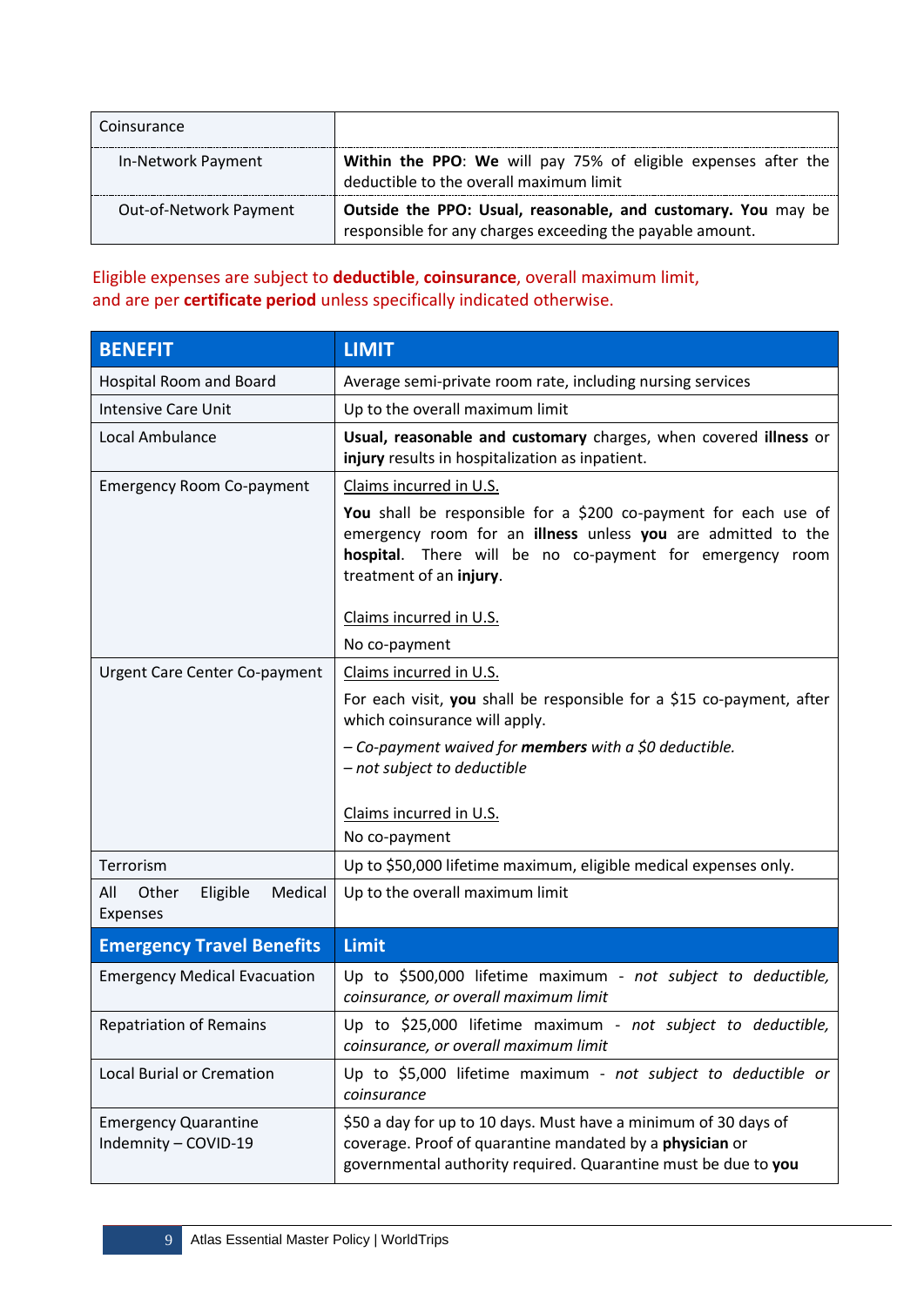| Coinsurance | |
|---|---|
| In-Network Payment | **Within the PPO**: **We** will pay 75% of eligible expenses after the deductible to the overall maximum limit |
| Out-of-Network Payment | **Outside the PPO: Usual, reasonable, and customary. You** may be responsible for any charges exceeding the payable amount. |

Eligible expenses are subject to **deductible**, **coinsurance**, overall maximum limit, and are per **certificate period** unless specifically indicated otherwise.

| BENEFIT | LIMIT |
|---|---|
| Hospital Room and Board | Average semi-private room rate, including nursing services |
| Intensive Care Unit | Up to the overall maximum limit |
| Local Ambulance | **Usual, reasonable and customary** charges, when covered **illness** or **injury** results in hospitalization as inpatient. |
| Emergency Room Co-payment | Claims incurred in U.S.<br><br>**You** shall be responsible for a $200 co-payment for each use of emergency room for an **illness** unless **you** are admitted to the **hospital**. There will be no co-payment for emergency room treatment of an **injury**.<br><br>Claims incurred in U.S.<br><br>No co-payment |
| Urgent Care Center Co-payment | Claims incurred in U.S.<br><br>For each visit, **you** shall be responsible for a $15 co-payment, after which coinsurance will apply.<br><br>*– Co-payment waived for **members** with a $0 deductible.*<br>*– not subject to deductible*<br><br>Claims incurred in U.S.<br><br>No co-payment |
| Terrorism | Up to $50,000 lifetime maximum, eligible medical expenses only. |
| All Other Eligible Medical Expenses | Up to the overall maximum limit |
| **Emergency Travel Benefits** | **Limit** |
| Emergency Medical Evacuation | Up to $500,000 lifetime maximum - *not subject to deductible, coinsurance, or overall maximum limit* |
| Repatriation of Remains | Up to $25,000 lifetime maximum - *not subject to deductible, coinsurance, or overall maximum limit* |
| Local Burial or Cremation | Up to $5,000 lifetime maximum - *not subject to deductible or coinsurance* |
| Emergency Quarantine Indemnity – COVID-19 | $50 a day for up to 10 days. Must have a minimum of 30 days of coverage. Proof of quarantine mandated by a **physician** or governmental authority required. Quarantine must be due to **you** |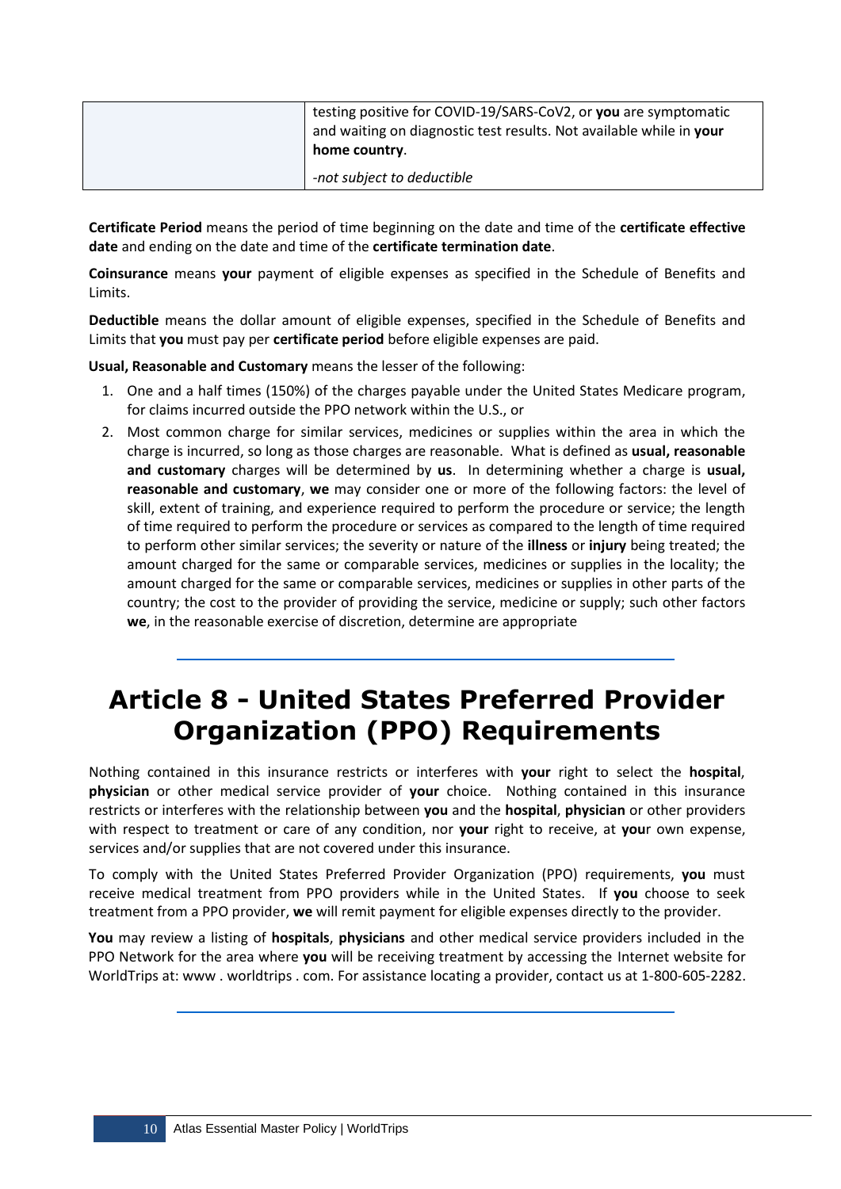| | testing positive for COVID-19/SARS-CoV2, or **you** are symptomatic and waiting on diagnostic test results. Not available while in **your** **home country**.<br><br>*-not subject to deductible* |
|---|---|

**Certificate Period** means the period of time beginning on the date and time of the **certificate effective date** and ending on the date and time of the **certificate termination date**.

**Coinsurance** means **your** payment of eligible expenses as specified in the Schedule of Benefits and Limits.

**Deductible** means the dollar amount of eligible expenses, specified in the Schedule of Benefits and Limits that **you** must pay per **certificate period** before eligible expenses are paid.

**Usual, Reasonable and Customary** means the lesser of the following:

1. One and a half times (150%) of the charges payable under the United States Medicare program, for claims incurred outside the PPO network within the U.S., or
2. Most common charge for similar services, medicines or supplies within the area in which the charge is incurred, so long as those charges are reasonable. What is defined as **usual, reasonable and customary** charges will be determined by **us**. In determining whether a charge is **usual, reasonable and customary**, **we** may consider one or more of the following factors: the level of skill, extent of training, and experience required to perform the procedure or service; the length of time required to perform the procedure or services as compared to the length of time required to perform other similar services; the severity or nature of the **illness** or **injury** being treated; the amount charged for the same or comparable services, medicines or supplies in the locality; the amount charged for the same or comparable services, medicines or supplies in other parts of the country; the cost to the provider of providing the service, medicine or supply; such other factors **we**, in the reasonable exercise of discretion, determine are appropriate

# Article 8 - United States Preferred Provider Organization (PPO) Requirements

Nothing contained in this insurance restricts or interferes with **your** right to select the **hospital**, **physician** or other medical service provider of **your** choice. Nothing contained in this insurance restricts or interferes with the relationship between **you** and the **hospital**, **physician** or other providers with respect to treatment or care of any condition, nor **your** right to receive, at **you**r own expense, services and/or supplies that are not covered under this insurance.

To comply with the United States Preferred Provider Organization (PPO) requirements, **you** must receive medical treatment from PPO providers while in the United States. If **you** choose to seek treatment from a PPO provider, **we** will remit payment for eligible expenses directly to the provider.

**You** may review a listing of **hospitals**, **physicians** and other medical service providers included in the PPO Network for the area where **you** will be receiving treatment by accessing the Internet website for WorldTrips at: www . worldtrips . com. For assistance locating a provider, contact us at 1-800-605-2282.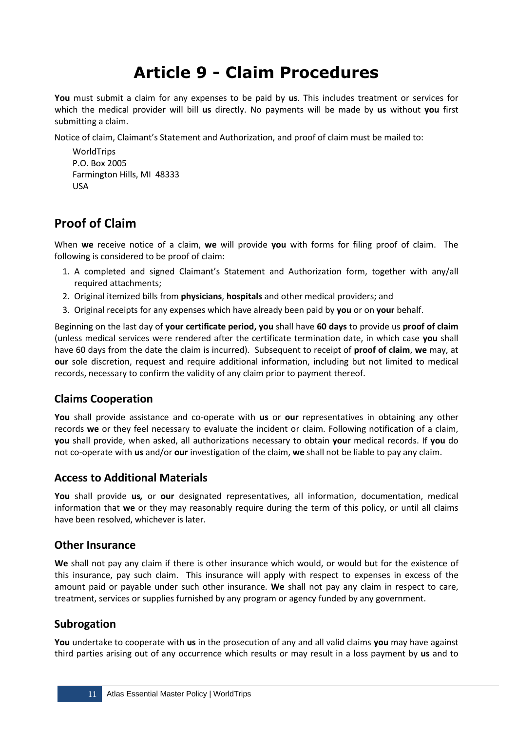# Article 9 - Claim Procedures

**You** must submit a claim for any expenses to be paid by **us**. This includes treatment or services for which the medical provider will bill **us** directly. No payments will be made by **us** without **you** first submitting a claim.

Notice of claim, Claimant's Statement and Authorization, and proof of claim must be mailed to:

WorldTrips
P.O. Box 2005
Farmington Hills, MI 48333
USA

## Proof of Claim

When **we** receive notice of a claim, **we** will provide **you** with forms for filing proof of claim. The following is considered to be proof of claim:

1. A completed and signed Claimant's Statement and Authorization form, together with any/all required attachments;
2. Original itemized bills from **physicians**, **hospitals** and other medical providers; and
3. Original receipts for any expenses which have already been paid by **you** or on **your** behalf.

Beginning on the last day of **your certificate period, you** shall have **60 days** to provide us **proof of claim** (unless medical services were rendered after the certificate termination date, in which case **you** shall have 60 days from the date the claim is incurred). Subsequent to receipt of **proof of claim**, **we** may, at **our** sole discretion, request and require additional information, including but not limited to medical records, necessary to confirm the validity of any claim prior to payment thereof.

### Claims Cooperation

**You** shall provide assistance and co-operate with **us** or **our** representatives in obtaining any other records **we** or they feel necessary to evaluate the incident or claim. Following notification of a claim, **you** shall provide, when asked, all authorizations necessary to obtain **your** medical records. If **you** do not co-operate with **us** and/or **our** investigation of the claim, **we** shall not be liable to pay any claim.

### Access to Additional Materials

**You** shall provide **us**, or **our** designated representatives, all information, documentation, medical information that **we** or they may reasonably require during the term of this policy, or until all claims have been resolved, whichever is later.

### Other Insurance

**We** shall not pay any claim if there is other insurance which would, or would but for the existence of this insurance, pay such claim. This insurance will apply with respect to expenses in excess of the amount paid or payable under such other insurance. **We** shall not pay any claim in respect to care, treatment, services or supplies furnished by any program or agency funded by any government.

### Subrogation

**You** undertake to cooperate with **us** in the prosecution of any and all valid claims **you** may have against third parties arising out of any occurrence which results or may result in a loss payment by **us** and to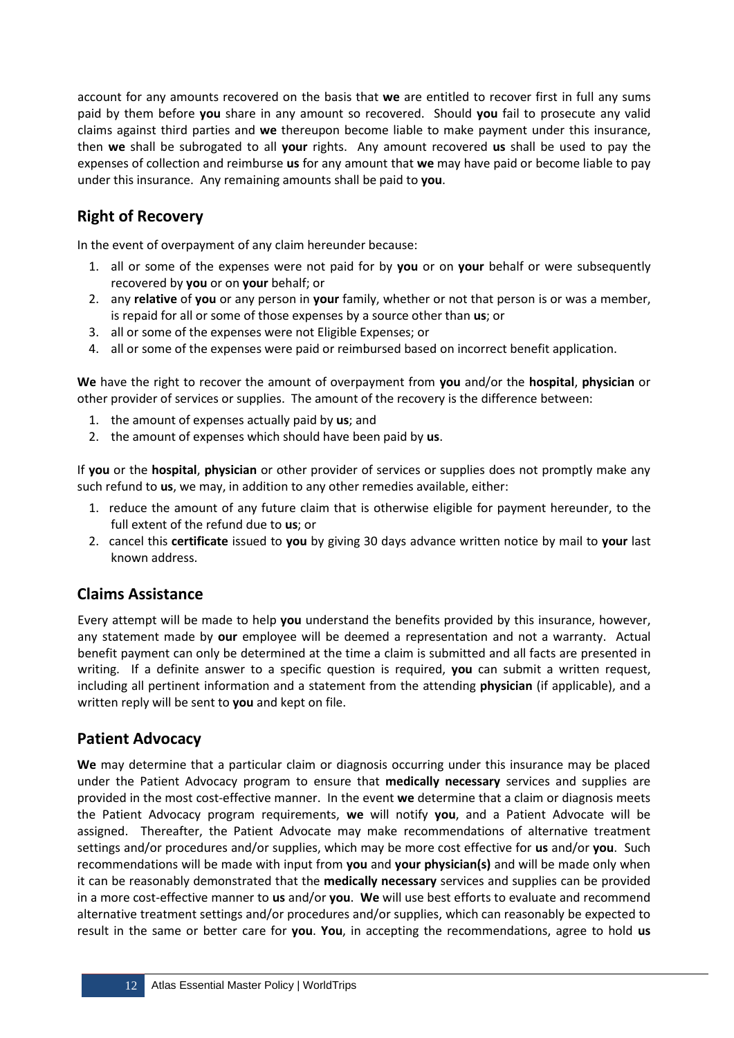account for any amounts recovered on the basis that **we** are entitled to recover first in full any sums paid by them before **you** share in any amount so recovered. Should **you** fail to prosecute any valid claims against third parties and **we** thereupon become liable to make payment under this insurance, then **we** shall be subrogated to all **your** rights. Any amount recovered **us** shall be used to pay the expenses of collection and reimburse **us** for any amount that **we** may have paid or become liable to pay under this insurance. Any remaining amounts shall be paid to **you**.

## Right of Recovery

In the event of overpayment of any claim hereunder because:

1. all or some of the expenses were not paid for by **you** or on **your** behalf or were subsequently recovered by **you** or on **your** behalf; or
2. any **relative** of **you** or any person in **your** family, whether or not that person is or was a member, is repaid for all or some of those expenses by a source other than **us**; or
3. all or some of the expenses were not Eligible Expenses; or
4. all or some of the expenses were paid or reimbursed based on incorrect benefit application.

**We** have the right to recover the amount of overpayment from **you** and/or the **hospital**, **physician** or other provider of services or supplies. The amount of the recovery is the difference between:

1. the amount of expenses actually paid by **us**; and
2. the amount of expenses which should have been paid by **us**.

If **you** or the **hospital**, **physician** or other provider of services or supplies does not promptly make any such refund to **us**, we may, in addition to any other remedies available, either:

1. reduce the amount of any future claim that is otherwise eligible for payment hereunder, to the full extent of the refund due to **us**; or
2. cancel this **certificate** issued to **you** by giving 30 days advance written notice by mail to **your** last known address.

## Claims Assistance

Every attempt will be made to help **you** understand the benefits provided by this insurance, however, any statement made by **our** employee will be deemed a representation and not a warranty. Actual benefit payment can only be determined at the time a claim is submitted and all facts are presented in writing. If a definite answer to a specific question is required, **you** can submit a written request, including all pertinent information and a statement from the attending **physician** (if applicable), and a written reply will be sent to **you** and kept on file.

## Patient Advocacy

**We** may determine that a particular claim or diagnosis occurring under this insurance may be placed under the Patient Advocacy program to ensure that **medically necessary** services and supplies are provided in the most cost-effective manner. In the event **we** determine that a claim or diagnosis meets the Patient Advocacy program requirements, **we** will notify **you**, and a Patient Advocate will be assigned. Thereafter, the Patient Advocate may make recommendations of alternative treatment settings and/or procedures and/or supplies, which may be more cost effective for **us** and/or **you**. Such recommendations will be made with input from **you** and **your physician(s)** and will be made only when it can be reasonably demonstrated that the **medically necessary** services and supplies can be provided in a more cost-effective manner to **us** and/or **you**. **We** will use best efforts to evaluate and recommend alternative treatment settings and/or procedures and/or supplies, which can reasonably be expected to result in the same or better care for **you**. **You**, in accepting the recommendations, agree to hold **us**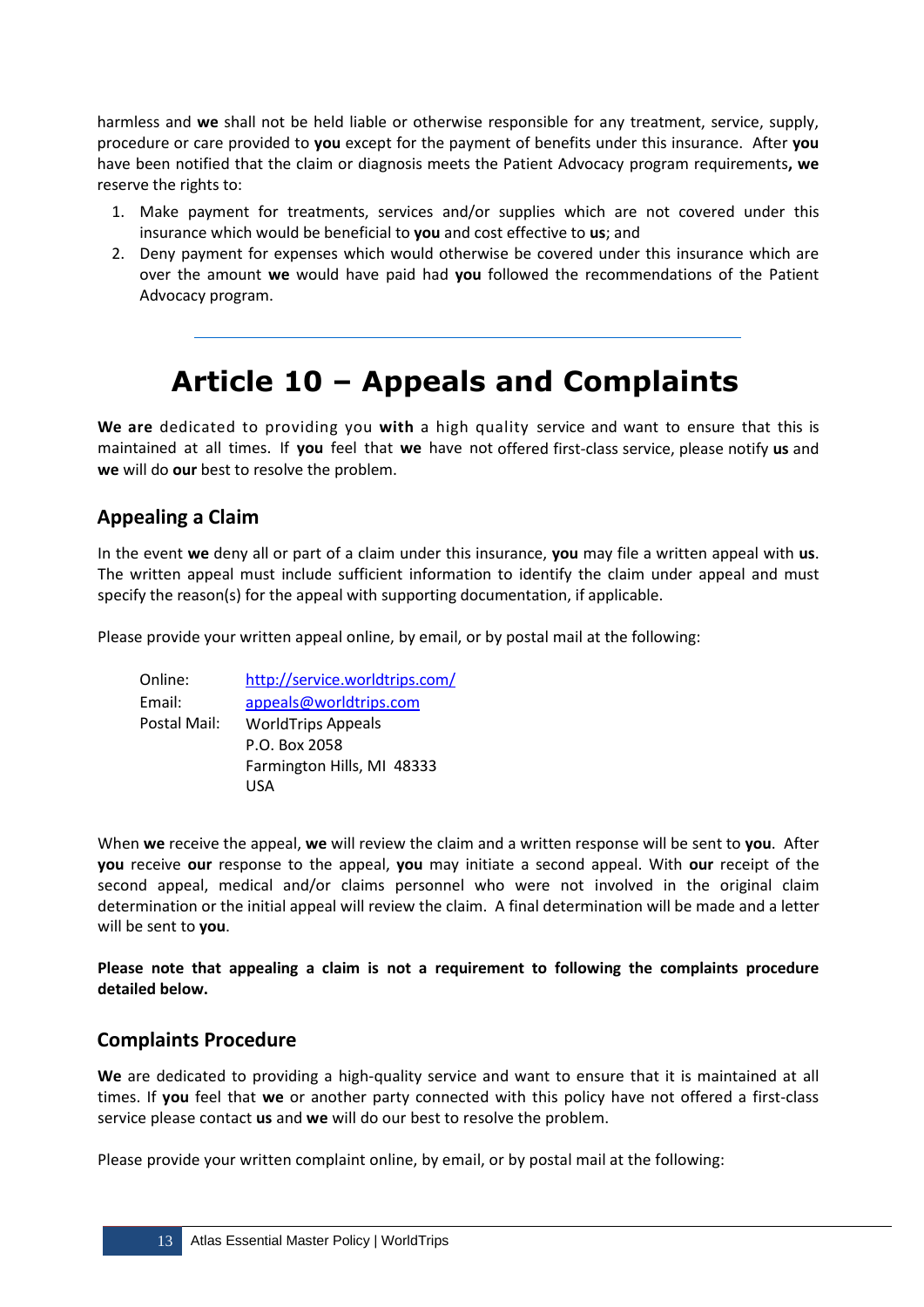harmless and **we** shall not be held liable or otherwise responsible for any treatment, service, supply, procedure or care provided to **you** except for the payment of benefits under this insurance. After **you** have been notified that the claim or diagnosis meets the Patient Advocacy program requirements**, we** reserve the rights to:

1. Make payment for treatments, services and/or supplies which are not covered under this insurance which would be beneficial to **you** and cost effective to **us**; and
2. Deny payment for expenses which would otherwise be covered under this insurance which are over the amount **we** would have paid had **you** followed the recommendations of the Patient Advocacy program.

---

# Article 10 – Appeals and Complaints

**We are** dedicated to providing you **with** a high quality service and want to ensure that this is maintained at all times. If **you** feel that **we** have not offered first-class service, please notify **us** and **we** will do **our** best to resolve the problem.

## Appealing a Claim

In the event **we** deny all or part of a claim under this insurance, **you** may file a written appeal with **us**. The written appeal must include sufficient information to identify the claim under appeal and must specify the reason(s) for the appeal with supporting documentation, if applicable.

Please provide your written appeal online, by email, or by postal mail at the following:

| | |
|---|---|
| Online: | http://service.worldtrips.com/ |
| Email: | appeals@worldtrips.com |
| Postal Mail: | WorldTrips Appeals<br>P.O. Box 2058<br>Farmington Hills, MI 48333<br>USA |

When **we** receive the appeal, **we** will review the claim and a written response will be sent to **you**. After **you** receive **our** response to the appeal, **you** may initiate a second appeal. With **our** receipt of the second appeal, medical and/or claims personnel who were not involved in the original claim determination or the initial appeal will review the claim. A final determination will be made and a letter will be sent to **you**.

**Please note that appealing a claim is not a requirement to following the complaints procedure detailed below.**

## Complaints Procedure

**We** are dedicated to providing a high-quality service and want to ensure that it is maintained at all times. If **you** feel that **we** or another party connected with this policy have not offered a first-class service please contact **us** and **we** will do our best to resolve the problem.

Please provide your written complaint online, by email, or by postal mail at the following: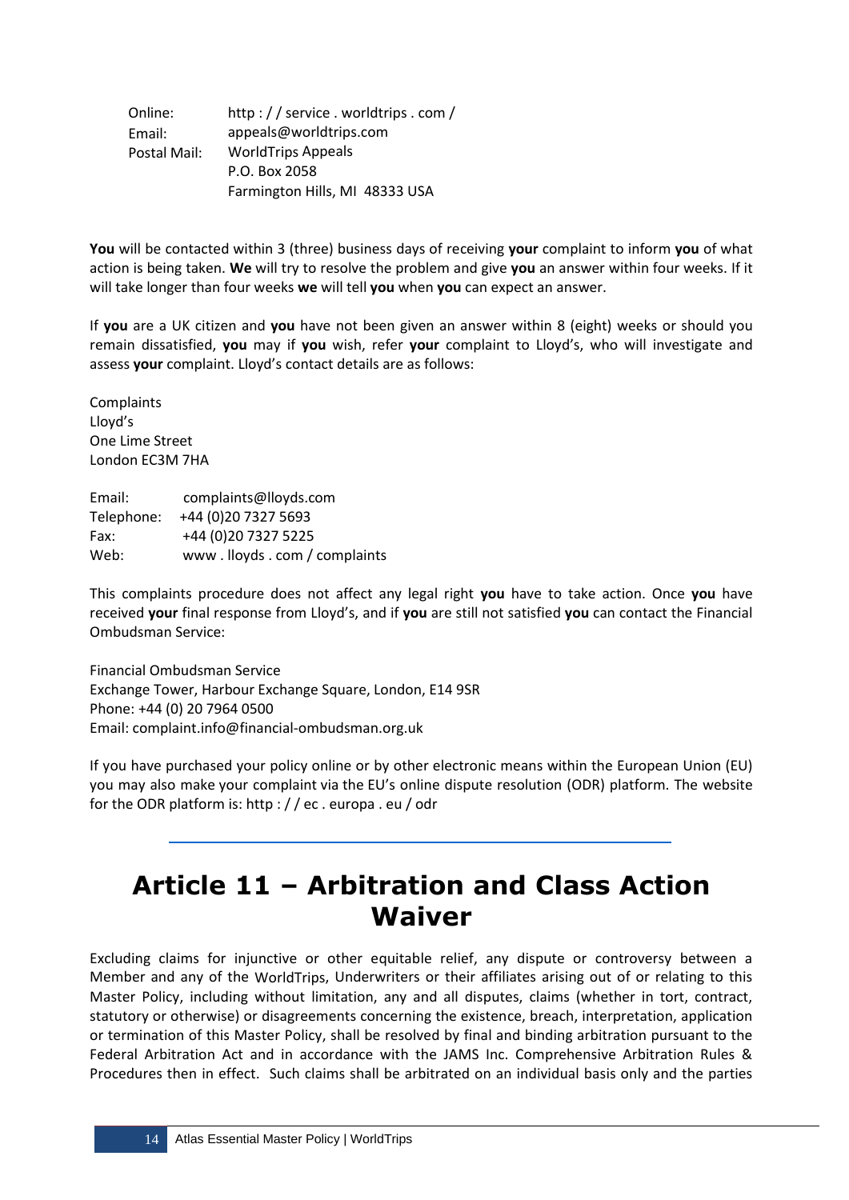Online: http : / / service . worldtrips . com /
Email: appeals@worldtrips.com
Postal Mail: WorldTrips Appeals
P.O. Box 2058
Farmington Hills, MI 48333 USA

**You** will be contacted within 3 (three) business days of receiving **your** complaint to inform **you** of what action is being taken. **We** will try to resolve the problem and give **you** an answer within four weeks. If it will take longer than four weeks **we** will tell **you** when **you** can expect an answer.

If **you** are a UK citizen and **you** have not been given an answer within 8 (eight) weeks or should you remain dissatisfied, **you** may if **you** wish, refer **your** complaint to Lloyd's, who will investigate and assess **your** complaint. Lloyd's contact details are as follows:

Complaints
Lloyd's
One Lime Street
London EC3M 7HA

Email: complaints@lloyds.com
Telephone: +44 (0)20 7327 5693
Fax: +44 (0)20 7327 5225
Web: www . lloyds . com / complaints

This complaints procedure does not affect any legal right **you** have to take action. Once **you** have received **your** final response from Lloyd's, and if **you** are still not satisfied **you** can contact the Financial Ombudsman Service:

Financial Ombudsman Service
Exchange Tower, Harbour Exchange Square, London, E14 9SR
Phone: +44 (0) 20 7964 0500
Email: complaint.info@financial-ombudsman.org.uk

If you have purchased your policy online or by other electronic means within the European Union (EU) you may also make your complaint via the EU's online dispute resolution (ODR) platform. The website for the ODR platform is: http : / / ec . europa . eu / odr

# Article 11 – Arbitration and Class Action Waiver

Excluding claims for injunctive or other equitable relief, any dispute or controversy between a Member and any of the WorldTrips, Underwriters or their affiliates arising out of or relating to this Master Policy, including without limitation, any and all disputes, claims (whether in tort, contract, statutory or otherwise) or disagreements concerning the existence, breach, interpretation, application or termination of this Master Policy, shall be resolved by final and binding arbitration pursuant to the Federal Arbitration Act and in accordance with the JAMS Inc. Comprehensive Arbitration Rules & Procedures then in effect. Such claims shall be arbitrated on an individual basis only and the parties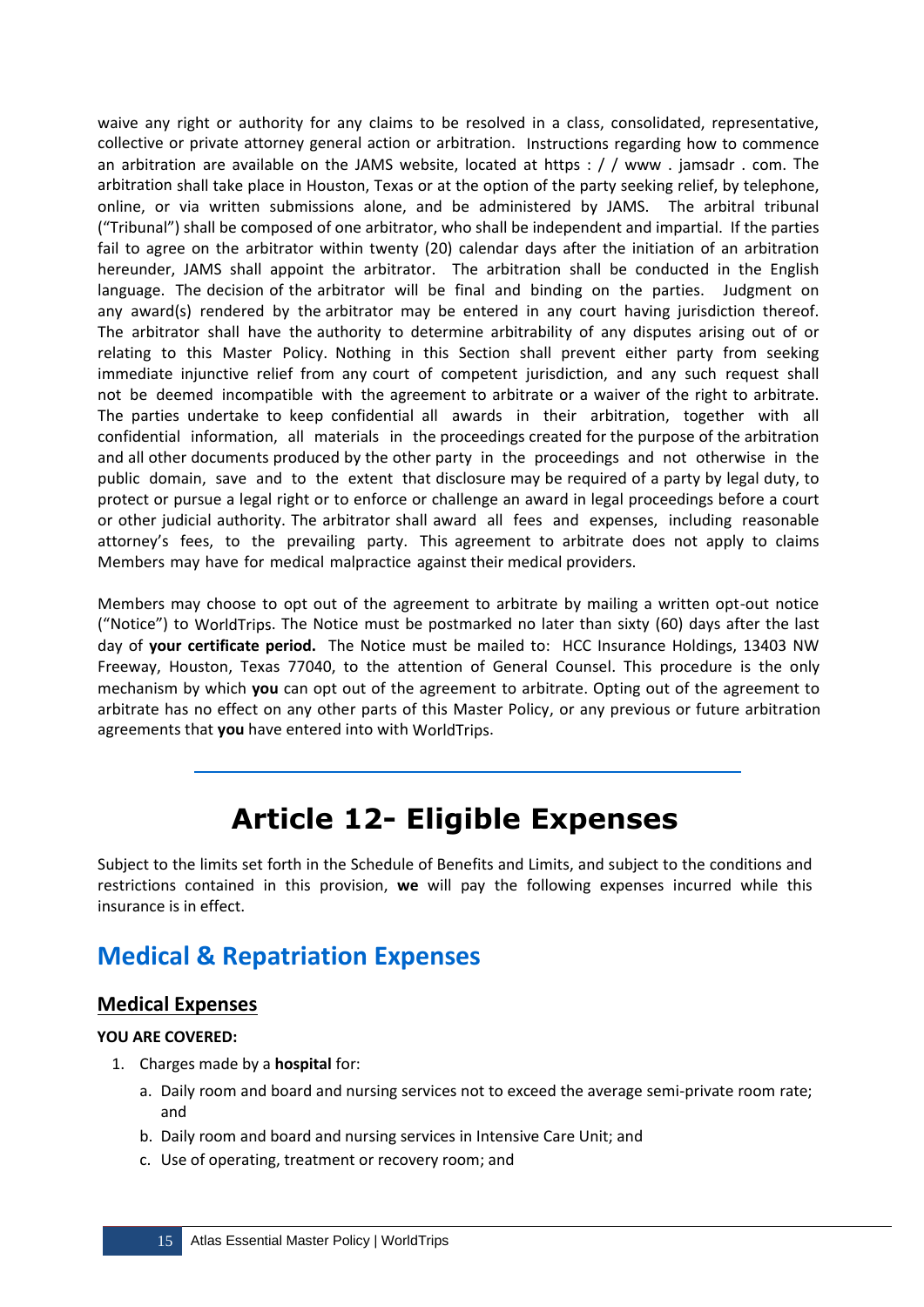waive any right or authority for any claims to be resolved in a class, consolidated, representative, collective or private attorney general action or arbitration. Instructions regarding how to commence an arbitration are available on the JAMS website, located at https : / / www . jamsadr . com. The arbitration shall take place in Houston, Texas or at the option of the party seeking relief, by telephone, online, or via written submissions alone, and be administered by JAMS. The arbitral tribunal ("Tribunal") shall be composed of one arbitrator, who shall be independent and impartial. If the parties fail to agree on the arbitrator within twenty (20) calendar days after the initiation of an arbitration hereunder, JAMS shall appoint the arbitrator. The arbitration shall be conducted in the English language. The decision of the arbitrator will be final and binding on the parties. Judgment on any award(s) rendered by the arbitrator may be entered in any court having jurisdiction thereof. The arbitrator shall have the authority to determine arbitrability of any disputes arising out of or relating to this Master Policy. Nothing in this Section shall prevent either party from seeking immediate injunctive relief from any court of competent jurisdiction, and any such request shall not be deemed incompatible with the agreement to arbitrate or a waiver of the right to arbitrate. The parties undertake to keep confidential all awards in their arbitration, together with all confidential information, all materials in the proceedings created for the purpose of the arbitration and all other documents produced by the other party in the proceedings and not otherwise in the public domain, save and to the extent that disclosure may be required of a party by legal duty, to protect or pursue a legal right or to enforce or challenge an award in legal proceedings before a court or other judicial authority. The arbitrator shall award all fees and expenses, including reasonable attorney's fees, to the prevailing party. This agreement to arbitrate does not apply to claims Members may have for medical malpractice against their medical providers.

Members may choose to opt out of the agreement to arbitrate by mailing a written opt-out notice ("Notice") to WorldTrips. The Notice must be postmarked no later than sixty (60) days after the last day of **your certificate period.** The Notice must be mailed to: HCC Insurance Holdings, 13403 NW Freeway, Houston, Texas 77040, to the attention of General Counsel. This procedure is the only mechanism by which **you** can opt out of the agreement to arbitrate. Opting out of the agreement to arbitrate has no effect on any other parts of this Master Policy, or any previous or future arbitration agreements that **you** have entered into with WorldTrips.

# Article 12- Eligible Expenses

Subject to the limits set forth in the Schedule of Benefits and Limits, and subject to the conditions and restrictions contained in this provision, **we** will pay the following expenses incurred while this insurance is in effect.

## Medical & Repatriation Expenses

### Medical Expenses

**YOU ARE COVERED:**

1. Charges made by a **hospital** for:
   a. Daily room and board and nursing services not to exceed the average semi-private room rate; and
   b. Daily room and board and nursing services in Intensive Care Unit; and
   c. Use of operating, treatment or recovery room; and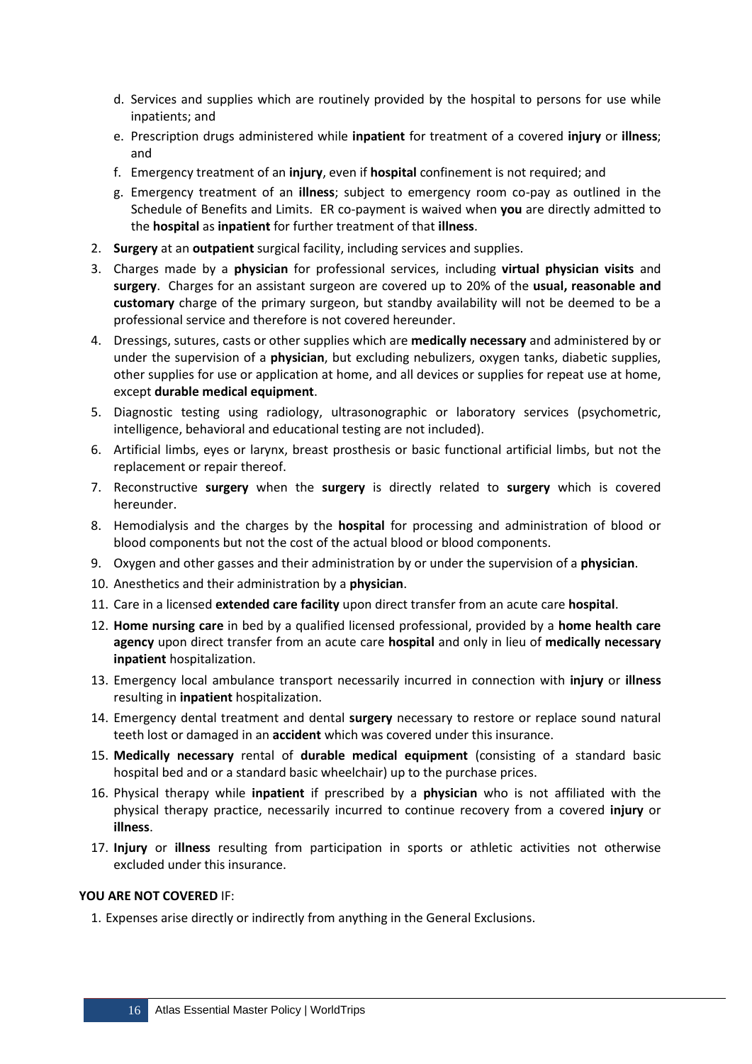d. Services and supplies which are routinely provided by the hospital to persons for use while inpatients; and
   e. Prescription drugs administered while **inpatient** for treatment of a covered **injury** or **illness**; and
   f. Emergency treatment of an **injury**, even if **hospital** confinement is not required; and
   g. Emergency treatment of an **illness**; subject to emergency room co-pay as outlined in the Schedule of Benefits and Limits. ER co-payment is waived when **you** are directly admitted to the **hospital** as **inpatient** for further treatment of that **illness**.
2. **Surgery** at an **outpatient** surgical facility, including services and supplies.
3. Charges made by a **physician** for professional services, including **virtual physician visits** and **surgery**. Charges for an assistant surgeon are covered up to 20% of the **usual, reasonable and customary** charge of the primary surgeon, but standby availability will not be deemed to be a professional service and therefore is not covered hereunder.
4. Dressings, sutures, casts or other supplies which are **medically necessary** and administered by or under the supervision of a **physician**, but excluding nebulizers, oxygen tanks, diabetic supplies, other supplies for use or application at home, and all devices or supplies for repeat use at home, except **durable medical equipment**.
5. Diagnostic testing using radiology, ultrasonographic or laboratory services (psychometric, intelligence, behavioral and educational testing are not included).
6. Artificial limbs, eyes or larynx, breast prosthesis or basic functional artificial limbs, but not the replacement or repair thereof.
7. Reconstructive **surgery** when the **surgery** is directly related to **surgery** which is covered hereunder.
8. Hemodialysis and the charges by the **hospital** for processing and administration of blood or blood components but not the cost of the actual blood or blood components.
9. Oxygen and other gasses and their administration by or under the supervision of a **physician**.
10. Anesthetics and their administration by a **physician**.
11. Care in a licensed **extended care facility** upon direct transfer from an acute care **hospital**.
12. **Home nursing care** in bed by a qualified licensed professional, provided by a **home health care agency** upon direct transfer from an acute care **hospital** and only in lieu of **medically necessary inpatient** hospitalization.
13. Emergency local ambulance transport necessarily incurred in connection with **injury** or **illness** resulting in **inpatient** hospitalization.
14. Emergency dental treatment and dental **surgery** necessary to restore or replace sound natural teeth lost or damaged in an **accident** which was covered under this insurance.
15. **Medically necessary** rental of **durable medical equipment** (consisting of a standard basic hospital bed and or a standard basic wheelchair) up to the purchase prices.
16. Physical therapy while **inpatient** if prescribed by a **physician** who is not affiliated with the physical therapy practice, necessarily incurred to continue recovery from a covered **injury** or **illness**.
17. **Injury** or **illness** resulting from participation in sports or athletic activities not otherwise excluded under this insurance.

**YOU ARE NOT COVERED** IF:

1. Expenses arise directly or indirectly from anything in the General Exclusions.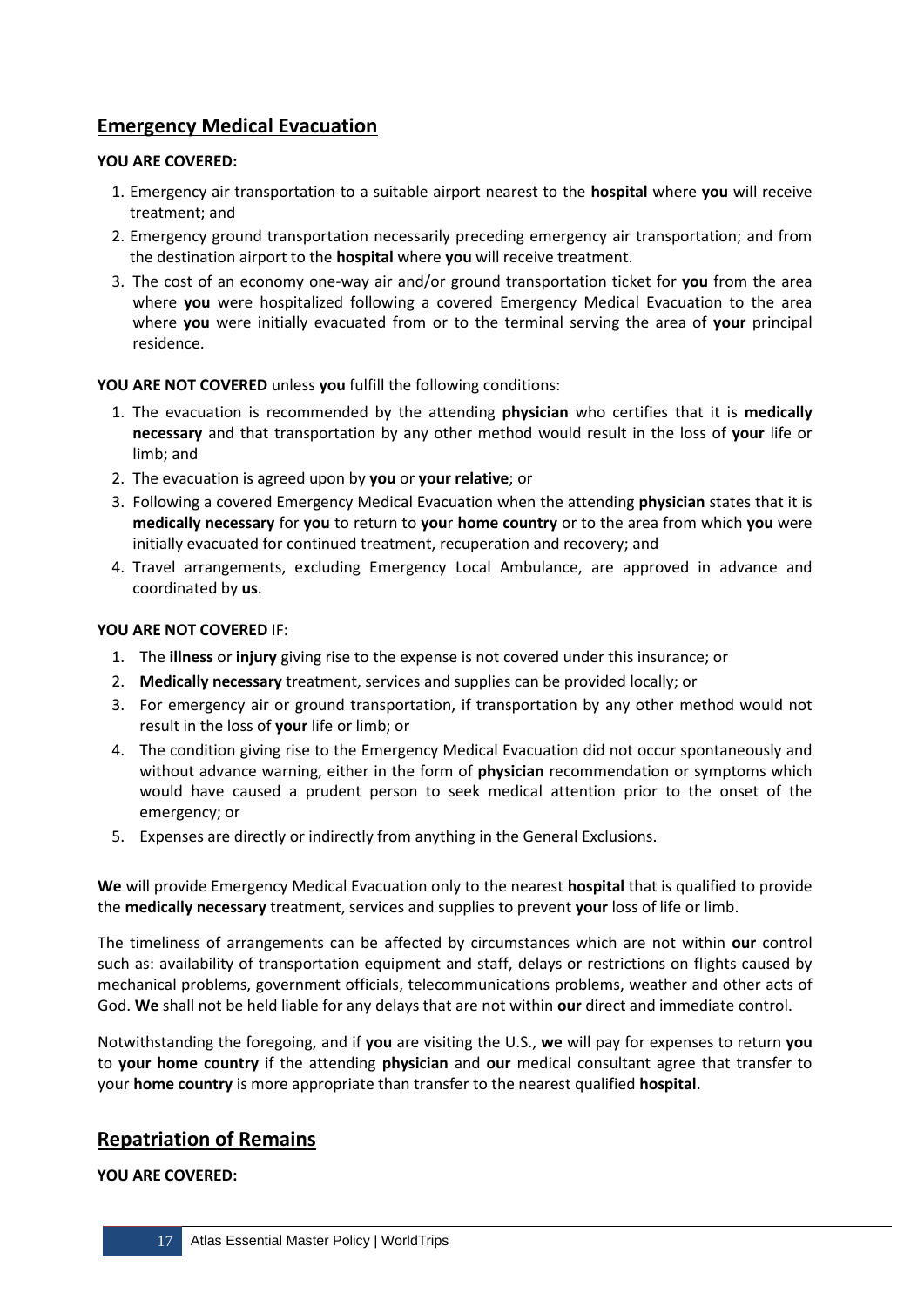## Emergency Medical Evacuation

**YOU ARE COVERED:**

1. Emergency air transportation to a suitable airport nearest to the **hospital** where **you** will receive treatment; and
2. Emergency ground transportation necessarily preceding emergency air transportation; and from the destination airport to the **hospital** where **you** will receive treatment.
3. The cost of an economy one-way air and/or ground transportation ticket for **you** from the area where **you** were hospitalized following a covered Emergency Medical Evacuation to the area where **you** were initially evacuated from or to the terminal serving the area of **your** principal residence.

**YOU ARE NOT COVERED** unless **you** fulfill the following conditions:

1. The evacuation is recommended by the attending **physician** who certifies that it is **medically necessary** and that transportation by any other method would result in the loss of **your** life or limb; and
2. The evacuation is agreed upon by **you** or **your relative**; or
3. Following a covered Emergency Medical Evacuation when the attending **physician** states that it is **medically necessary** for **you** to return to **you**r **home country** or to the area from which **you** were initially evacuated for continued treatment, recuperation and recovery; and
4. Travel arrangements, excluding Emergency Local Ambulance, are approved in advance and coordinated by **us**.

**YOU ARE NOT COVERED** IF:

1. The **illness** or **injury** giving rise to the expense is not covered under this insurance; or
2. **Medically necessary** treatment, services and supplies can be provided locally; or
3. For emergency air or ground transportation, if transportation by any other method would not result in the loss of **your** life or limb; or
4. The condition giving rise to the Emergency Medical Evacuation did not occur spontaneously and without advance warning, either in the form of **physician** recommendation or symptoms which would have caused a prudent person to seek medical attention prior to the onset of the emergency; or
5. Expenses are directly or indirectly from anything in the General Exclusions.

**We** will provide Emergency Medical Evacuation only to the nearest **hospital** that is qualified to provide the **medically necessary** treatment, services and supplies to prevent **your** loss of life or limb.

The timeliness of arrangements can be affected by circumstances which are not within **our** control such as: availability of transportation equipment and staff, delays or restrictions on flights caused by mechanical problems, government officials, telecommunications problems, weather and other acts of God. **We** shall not be held liable for any delays that are not within **our** direct and immediate control.

Notwithstanding the foregoing, and if **you** are visiting the U.S., **we** will pay for expenses to return **you** to **your home country** if the attending **physician** and **our** medical consultant agree that transfer to your **home country** is more appropriate than transfer to the nearest qualified **hospital**.

## Repatriation of Remains

**YOU ARE COVERED:**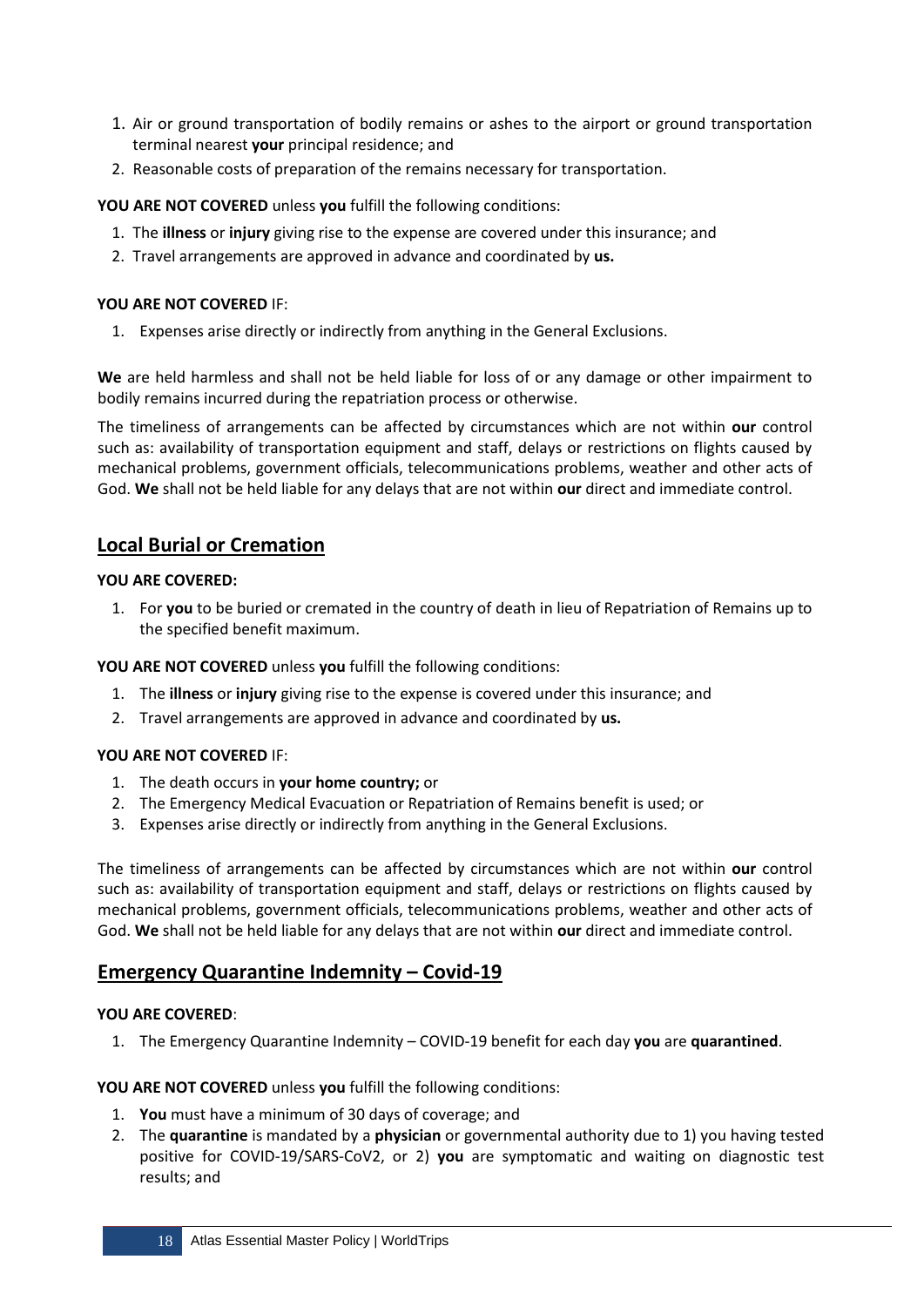1. Air or ground transportation of bodily remains or ashes to the airport or ground transportation terminal nearest **your** principal residence; and
2. Reasonable costs of preparation of the remains necessary for transportation.

**YOU ARE NOT COVERED** unless **you** fulfill the following conditions:

1. The **illness** or **injury** giving rise to the expense are covered under this insurance; and
2. Travel arrangements are approved in advance and coordinated by **us.**

**YOU ARE NOT COVERED** IF:

1. Expenses arise directly or indirectly from anything in the General Exclusions.

**We** are held harmless and shall not be held liable for loss of or any damage or other impairment to bodily remains incurred during the repatriation process or otherwise.

The timeliness of arrangements can be affected by circumstances which are not within **our** control such as: availability of transportation equipment and staff, delays or restrictions on flights caused by mechanical problems, government officials, telecommunications problems, weather and other acts of God. **We** shall not be held liable for any delays that are not within **our** direct and immediate control.

## Local Burial or Cremation

**YOU ARE COVERED:**

1. For **you** to be buried or cremated in the country of death in lieu of Repatriation of Remains up to the specified benefit maximum.

**YOU ARE NOT COVERED** unless **you** fulfill the following conditions:

1. The **illness** or **injury** giving rise to the expense is covered under this insurance; and
2. Travel arrangements are approved in advance and coordinated by **us.**

**YOU ARE NOT COVERED** IF:

1. The death occurs in **your home country;** or
2. The Emergency Medical Evacuation or Repatriation of Remains benefit is used; or
3. Expenses arise directly or indirectly from anything in the General Exclusions.

The timeliness of arrangements can be affected by circumstances which are not within **our** control such as: availability of transportation equipment and staff, delays or restrictions on flights caused by mechanical problems, government officials, telecommunications problems, weather and other acts of God. **We** shall not be held liable for any delays that are not within **our** direct and immediate control.

## Emergency Quarantine Indemnity – Covid-19

**YOU ARE COVERED**:

1. The Emergency Quarantine Indemnity – COVID-19 benefit for each day **you** are **quarantined**.

**YOU ARE NOT COVERED** unless **you** fulfill the following conditions:

1. **You** must have a minimum of 30 days of coverage; and
2. The **quarantine** is mandated by a **physician** or governmental authority due to 1) you having tested positive for COVID-19/SARS-CoV2, or 2) **you** are symptomatic and waiting on diagnostic test results; and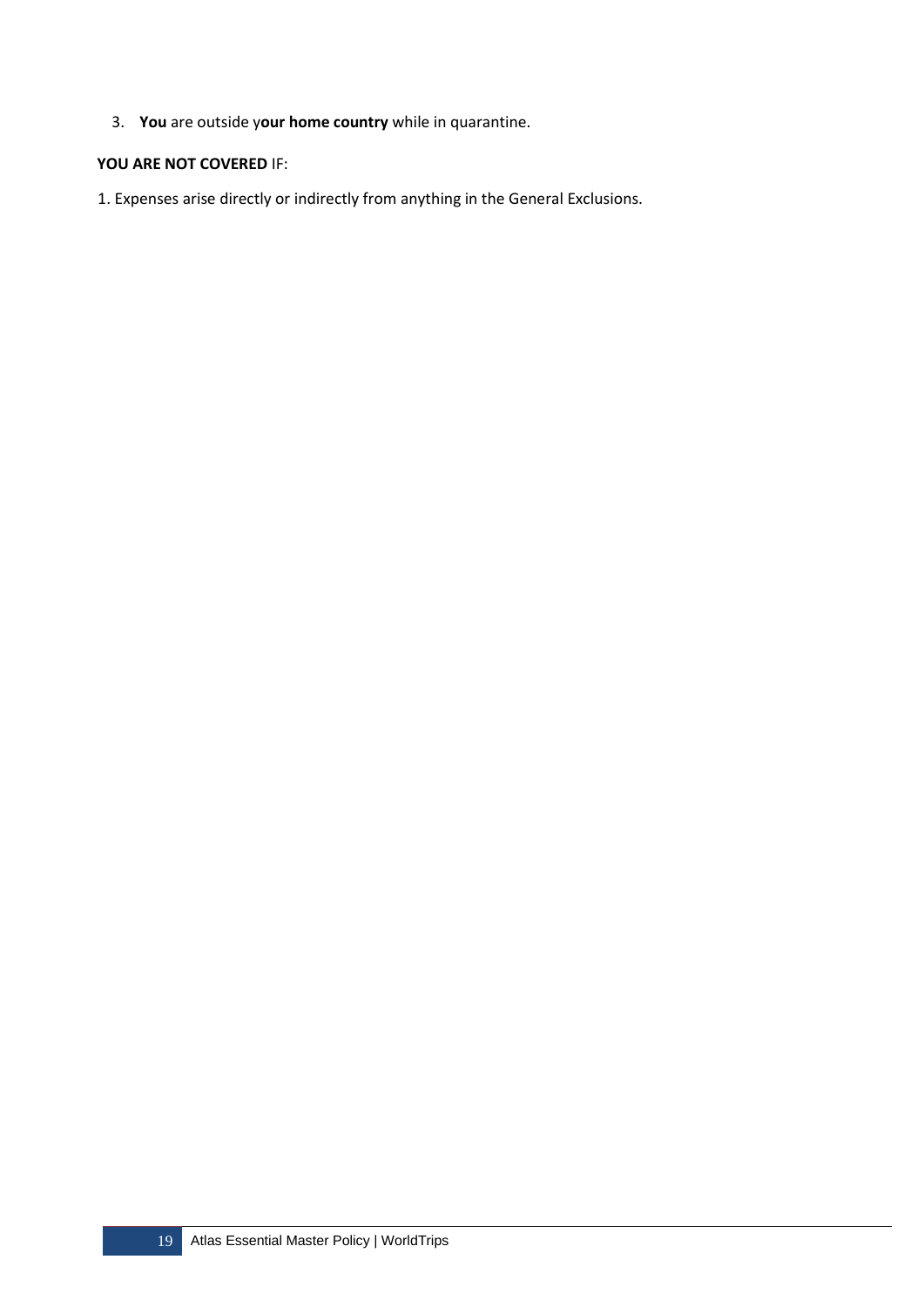3. **You** are outside y**our home country** while in quarantine.

**YOU ARE NOT COVERED** IF:

1. Expenses arise directly or indirectly from anything in the General Exclusions.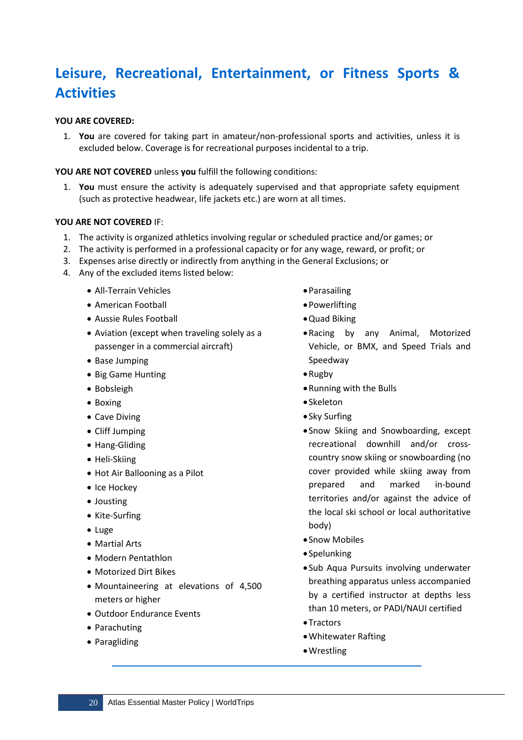# Leisure, Recreational, Entertainment, or Fitness Sports & Activities

**YOU ARE COVERED:**

1. **You** are covered for taking part in amateur/non-professional sports and activities, unless it is excluded below. Coverage is for recreational purposes incidental to a trip.

**YOU ARE NOT COVERED** unless **you** fulfill the following conditions:

1. **You** must ensure the activity is adequately supervised and that appropriate safety equipment (such as protective headwear, life jackets etc.) are worn at all times.

**YOU ARE NOT COVERED** IF:

1. The activity is organized athletics involving regular or scheduled practice and/or games; or
2. The activity is performed in a professional capacity or for any wage, reward, or profit; or
3. Expenses arise directly or indirectly from anything in the General Exclusions; or
4. Any of the excluded items listed below:

- All-Terrain Vehicles
- American Football
- Aussie Rules Football
- Aviation (except when traveling solely as a passenger in a commercial aircraft)
- Base Jumping
- Big Game Hunting
- Bobsleigh
- Boxing
- Cave Diving
- Cliff Jumping
- Hang-Gliding
- Heli-Skiing
- Hot Air Ballooning as a Pilot
- Ice Hockey
- Jousting
- Kite-Surfing
- Luge
- Martial Arts
- Modern Pentathlon
- Motorized Dirt Bikes
- Mountaineering at elevations of 4,500 meters or higher
- Outdoor Endurance Events
- Parachuting
- Paragliding
- Parasailing
- Powerlifting
- Quad Biking
- Racing by any Animal, Motorized Vehicle, or BMX, and Speed Trials and Speedway
- Rugby
- Running with the Bulls
- Skeleton
- Sky Surfing
- Snow Skiing and Snowboarding, except recreational downhill and/or cross-country snow skiing or snowboarding (no cover provided while skiing away from prepared and marked in-bound territories and/or against the advice of the local ski school or local authoritative body)
- Snow Mobiles
- Spelunking
- Sub Aqua Pursuits involving underwater breathing apparatus unless accompanied by a certified instructor at depths less than 10 meters, or PADI/NAUI certified
- Tractors
- Whitewater Rafting
- Wrestling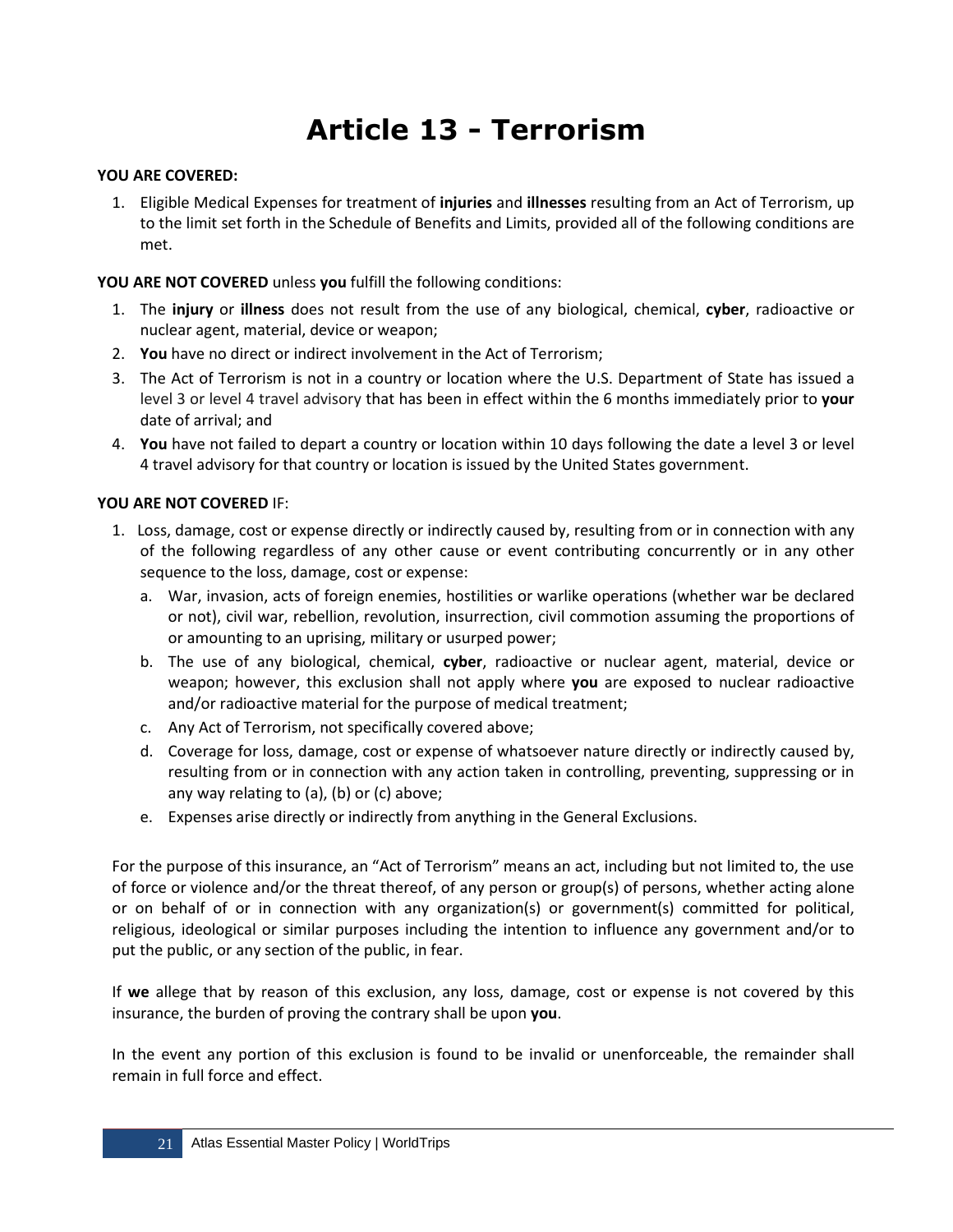# Article 13 - Terrorism

**YOU ARE COVERED:**

1. Eligible Medical Expenses for treatment of **injuries** and **illnesses** resulting from an Act of Terrorism, up to the limit set forth in the Schedule of Benefits and Limits, provided all of the following conditions are met.

**YOU ARE NOT COVERED** unless **you** fulfill the following conditions:

1. The **injury** or **illness** does not result from the use of any biological, chemical, **cyber**, radioactive or nuclear agent, material, device or weapon;
2. **You** have no direct or indirect involvement in the Act of Terrorism;
3. The Act of Terrorism is not in a country or location where the U.S. Department of State has issued a level 3 or level 4 travel advisory that has been in effect within the 6 months immediately prior to **your** date of arrival; and
4. **You** have not failed to depart a country or location within 10 days following the date a level 3 or level 4 travel advisory for that country or location is issued by the United States government.

**YOU ARE NOT COVERED** IF:

1. Loss, damage, cost or expense directly or indirectly caused by, resulting from or in connection with any of the following regardless of any other cause or event contributing concurrently or in any other sequence to the loss, damage, cost or expense:
   a. War, invasion, acts of foreign enemies, hostilities or warlike operations (whether war be declared or not), civil war, rebellion, revolution, insurrection, civil commotion assuming the proportions of or amounting to an uprising, military or usurped power;
   b. The use of any biological, chemical, **cyber**, radioactive or nuclear agent, material, device or weapon; however, this exclusion shall not apply where **you** are exposed to nuclear radioactive and/or radioactive material for the purpose of medical treatment;
   c. Any Act of Terrorism, not specifically covered above;
   d. Coverage for loss, damage, cost or expense of whatsoever nature directly or indirectly caused by, resulting from or in connection with any action taken in controlling, preventing, suppressing or in any way relating to (a), (b) or (c) above;
   e. Expenses arise directly or indirectly from anything in the General Exclusions.

For the purpose of this insurance, an "Act of Terrorism" means an act, including but not limited to, the use of force or violence and/or the threat thereof, of any person or group(s) of persons, whether acting alone or on behalf of or in connection with any organization(s) or government(s) committed for political, religious, ideological or similar purposes including the intention to influence any government and/or to put the public, or any section of the public, in fear.

If **we** allege that by reason of this exclusion, any loss, damage, cost or expense is not covered by this insurance, the burden of proving the contrary shall be upon **you**.

In the event any portion of this exclusion is found to be invalid or unenforceable, the remainder shall remain in full force and effect.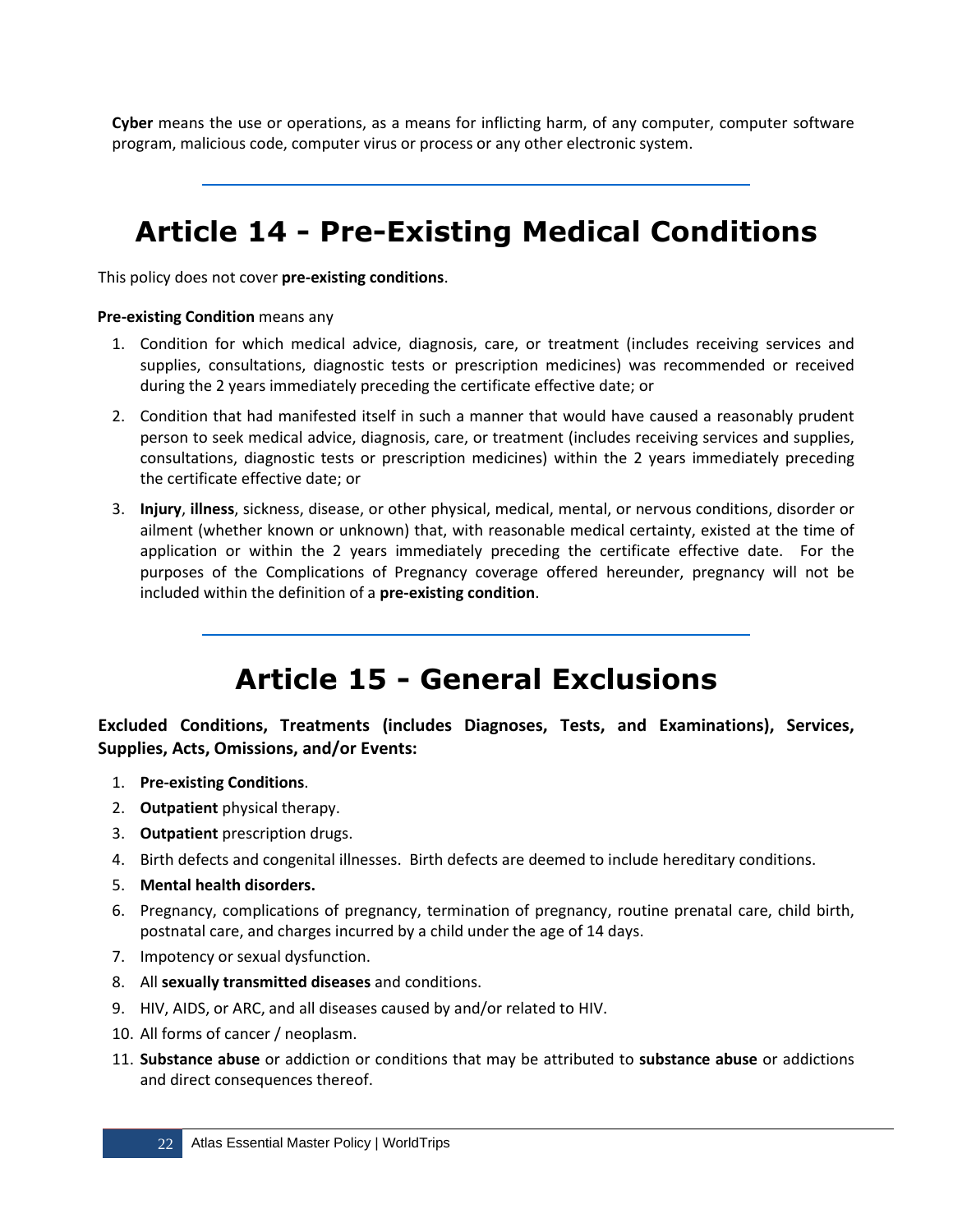**Cyber** means the use or operations, as a means for inflicting harm, of any computer, computer software program, malicious code, computer virus or process or any other electronic system.

# Article 14 - Pre-Existing Medical Conditions

This policy does not cover **pre-existing conditions**.

**Pre-existing Condition** means any

1. Condition for which medical advice, diagnosis, care, or treatment (includes receiving services and supplies, consultations, diagnostic tests or prescription medicines) was recommended or received during the 2 years immediately preceding the certificate effective date; or
2. Condition that had manifested itself in such a manner that would have caused a reasonably prudent person to seek medical advice, diagnosis, care, or treatment (includes receiving services and supplies, consultations, diagnostic tests or prescription medicines) within the 2 years immediately preceding the certificate effective date; or
3. **Injury**, **illness**, sickness, disease, or other physical, medical, mental, or nervous conditions, disorder or ailment (whether known or unknown) that, with reasonable medical certainty, existed at the time of application or within the 2 years immediately preceding the certificate effective date. For the purposes of the Complications of Pregnancy coverage offered hereunder, pregnancy will not be included within the definition of a **pre-existing condition**.

# Article 15 - General Exclusions

**Excluded Conditions, Treatments (includes Diagnoses, Tests, and Examinations), Services, Supplies, Acts, Omissions, and/or Events:**

1. **Pre-existing Conditions**.
2. **Outpatient** physical therapy.
3. **Outpatient** prescription drugs.
4. Birth defects and congenital illnesses. Birth defects are deemed to include hereditary conditions.
5. **Mental health disorders.**
6. Pregnancy, complications of pregnancy, termination of pregnancy, routine prenatal care, child birth, postnatal care, and charges incurred by a child under the age of 14 days.
7. Impotency or sexual dysfunction.
8. All **sexually transmitted diseases** and conditions.
9. HIV, AIDS, or ARC, and all diseases caused by and/or related to HIV.
10. All forms of cancer / neoplasm.
11. **Substance abuse** or addiction or conditions that may be attributed to **substance abuse** or addictions and direct consequences thereof.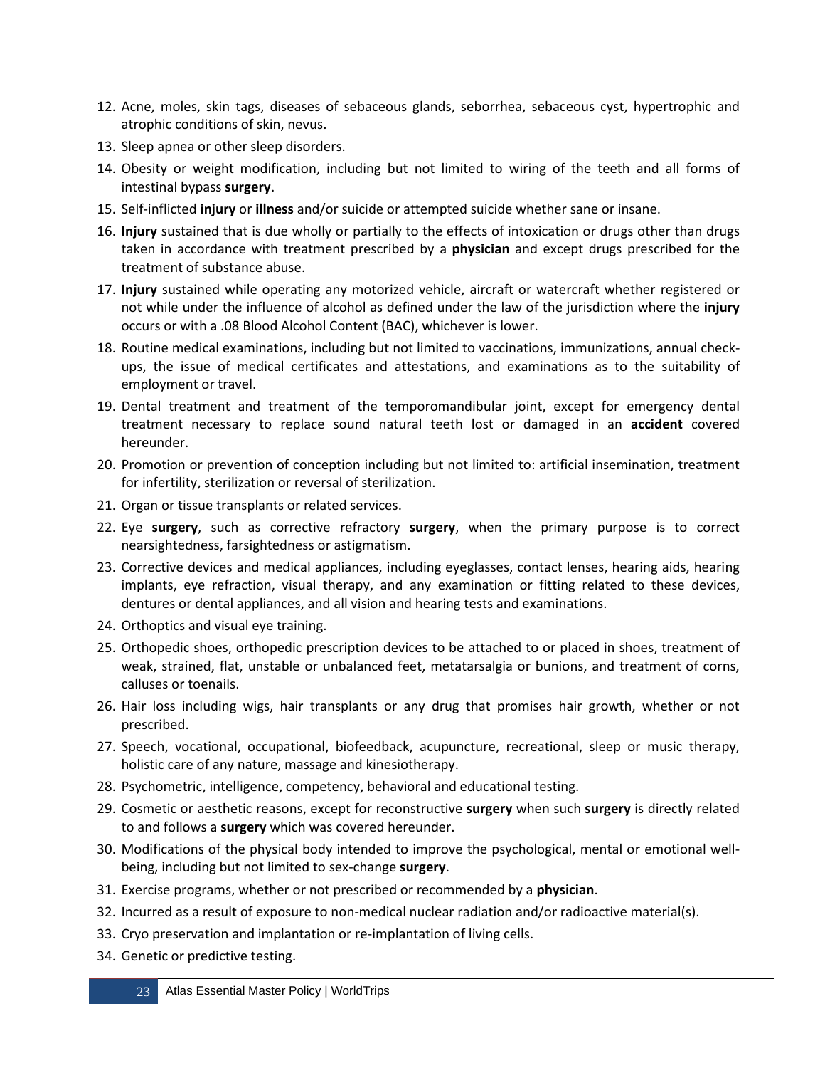12. Acne, moles, skin tags, diseases of sebaceous glands, seborrhea, sebaceous cyst, hypertrophic and atrophic conditions of skin, nevus.
13. Sleep apnea or other sleep disorders.
14. Obesity or weight modification, including but not limited to wiring of the teeth and all forms of intestinal bypass **surgery**.
15. Self-inflicted **injury** or **illness** and/or suicide or attempted suicide whether sane or insane.
16. **Injury** sustained that is due wholly or partially to the effects of intoxication or drugs other than drugs taken in accordance with treatment prescribed by a **physician** and except drugs prescribed for the treatment of substance abuse.
17. **Injury** sustained while operating any motorized vehicle, aircraft or watercraft whether registered or not while under the influence of alcohol as defined under the law of the jurisdiction where the **injury** occurs or with a .08 Blood Alcohol Content (BAC), whichever is lower.
18. Routine medical examinations, including but not limited to vaccinations, immunizations, annual check-ups, the issue of medical certificates and attestations, and examinations as to the suitability of employment or travel.
19. Dental treatment and treatment of the temporomandibular joint, except for emergency dental treatment necessary to replace sound natural teeth lost or damaged in an **accident** covered hereunder.
20. Promotion or prevention of conception including but not limited to: artificial insemination, treatment for infertility, sterilization or reversal of sterilization.
21. Organ or tissue transplants or related services.
22. Eye **surgery**, such as corrective refractory **surgery**, when the primary purpose is to correct nearsightedness, farsightedness or astigmatism.
23. Corrective devices and medical appliances, including eyeglasses, contact lenses, hearing aids, hearing implants, eye refraction, visual therapy, and any examination or fitting related to these devices, dentures or dental appliances, and all vision and hearing tests and examinations.
24. Orthoptics and visual eye training.
25. Orthopedic shoes, orthopedic prescription devices to be attached to or placed in shoes, treatment of weak, strained, flat, unstable or unbalanced feet, metatarsalgia or bunions, and treatment of corns, calluses or toenails.
26. Hair loss including wigs, hair transplants or any drug that promises hair growth, whether or not prescribed.
27. Speech, vocational, occupational, biofeedback, acupuncture, recreational, sleep or music therapy, holistic care of any nature, massage and kinesiotherapy.
28. Psychometric, intelligence, competency, behavioral and educational testing.
29. Cosmetic or aesthetic reasons, except for reconstructive **surgery** when such **surgery** is directly related to and follows a **surgery** which was covered hereunder.
30. Modifications of the physical body intended to improve the psychological, mental or emotional well-being, including but not limited to sex-change **surgery**.
31. Exercise programs, whether or not prescribed or recommended by a **physician**.
32. Incurred as a result of exposure to non-medical nuclear radiation and/or radioactive material(s).
33. Cryo preservation and implantation or re-implantation of living cells.
34. Genetic or predictive testing.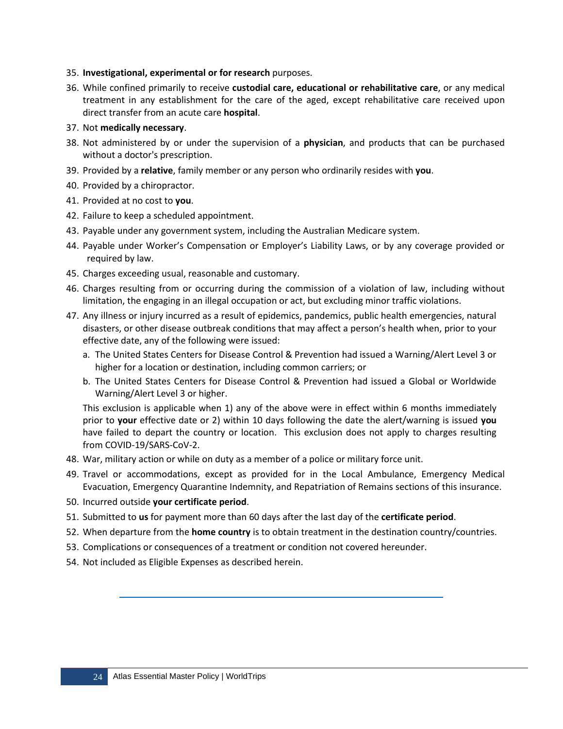35. **Investigational, experimental or for research** purposes.
36. While confined primarily to receive **custodial care, educational or rehabilitative care**, or any medical treatment in any establishment for the care of the aged, except rehabilitative care received upon direct transfer from an acute care **hospital**.
37. Not **medically necessary**.
38. Not administered by or under the supervision of a **physician**, and products that can be purchased without a doctor's prescription.
39. Provided by a **relative**, family member or any person who ordinarily resides with **you**.
40. Provided by a chiropractor.
41. Provided at no cost to **you**.
42. Failure to keep a scheduled appointment.
43. Payable under any government system, including the Australian Medicare system.
44. Payable under Worker's Compensation or Employer's Liability Laws, or by any coverage provided or required by law.
45. Charges exceeding usual, reasonable and customary.
46. Charges resulting from or occurring during the commission of a violation of law, including without limitation, the engaging in an illegal occupation or act, but excluding minor traffic violations.
47. Any illness or injury incurred as a result of epidemics, pandemics, public health emergencies, natural disasters, or other disease outbreak conditions that may affect a person's health when, prior to your effective date, any of the following were issued:
    a. The United States Centers for Disease Control & Prevention had issued a Warning/Alert Level 3 or higher for a location or destination, including common carriers; or
    b. The United States Centers for Disease Control & Prevention had issued a Global or Worldwide Warning/Alert Level 3 or higher.

    This exclusion is applicable when 1) any of the above were in effect within 6 months immediately prior to **your** effective date or 2) within 10 days following the date the alert/warning is issued **you** have failed to depart the country or location. This exclusion does not apply to charges resulting from COVID-19/SARS-CoV-2.
48. War, military action or while on duty as a member of a police or military force unit.
49. Travel or accommodations, except as provided for in the Local Ambulance, Emergency Medical Evacuation, Emergency Quarantine Indemnity, and Repatriation of Remains sections of this insurance.
50. Incurred outside **your certificate period**.
51. Submitted to **us** for payment more than 60 days after the last day of the **certificate period**.
52. When departure from the **home country** is to obtain treatment in the destination country/countries.
53. Complications or consequences of a treatment or condition not covered hereunder.
54. Not included as Eligible Expenses as described herein.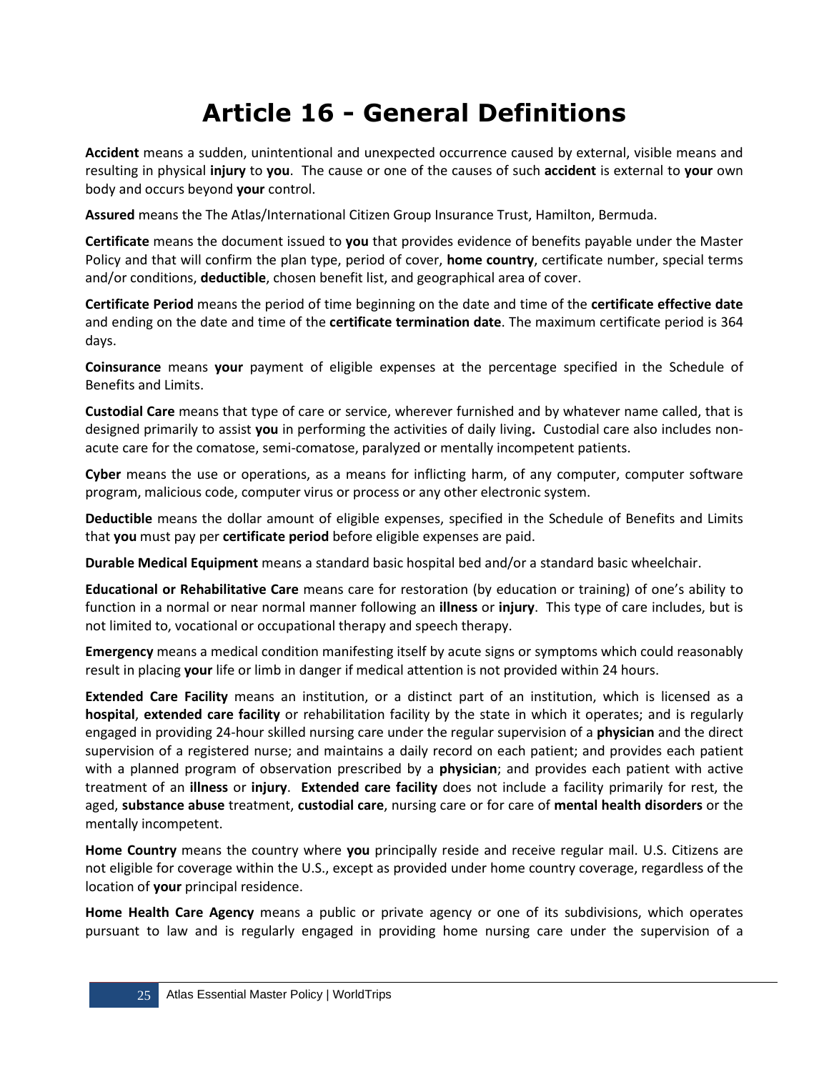# Article 16 - General Definitions

**Accident** means a sudden, unintentional and unexpected occurrence caused by external, visible means and resulting in physical **injury** to **you**. The cause or one of the causes of such **accident** is external to **your** own body and occurs beyond **your** control.

**Assured** means the The Atlas/International Citizen Group Insurance Trust, Hamilton, Bermuda.

**Certificate** means the document issued to **you** that provides evidence of benefits payable under the Master Policy and that will confirm the plan type, period of cover, **home country**, certificate number, special terms and/or conditions, **deductible**, chosen benefit list, and geographical area of cover.

**Certificate Period** means the period of time beginning on the date and time of the **certificate effective date** and ending on the date and time of the **certificate termination date**. The maximum certificate period is 364 days.

**Coinsurance** means **your** payment of eligible expenses at the percentage specified in the Schedule of Benefits and Limits.

**Custodial Care** means that type of care or service, wherever furnished and by whatever name called, that is designed primarily to assist **you** in performing the activities of daily living**.** Custodial care also includes non-acute care for the comatose, semi-comatose, paralyzed or mentally incompetent patients.

**Cyber** means the use or operations, as a means for inflicting harm, of any computer, computer software program, malicious code, computer virus or process or any other electronic system.

**Deductible** means the dollar amount of eligible expenses, specified in the Schedule of Benefits and Limits that **you** must pay per **certificate period** before eligible expenses are paid.

**Durable Medical Equipment** means a standard basic hospital bed and/or a standard basic wheelchair.

**Educational or Rehabilitative Care** means care for restoration (by education or training) of one's ability to function in a normal or near normal manner following an **illness** or **injury**. This type of care includes, but is not limited to, vocational or occupational therapy and speech therapy.

**Emergency** means a medical condition manifesting itself by acute signs or symptoms which could reasonably result in placing **your** life or limb in danger if medical attention is not provided within 24 hours.

**Extended Care Facility** means an institution, or a distinct part of an institution, which is licensed as a **hospital**, **extended care facility** or rehabilitation facility by the state in which it operates; and is regularly engaged in providing 24-hour skilled nursing care under the regular supervision of a **physician** and the direct supervision of a registered nurse; and maintains a daily record on each patient; and provides each patient with a planned program of observation prescribed by a **physician**; and provides each patient with active treatment of an **illness** or **injury**. **Extended care facility** does not include a facility primarily for rest, the aged, **substance abuse** treatment, **custodial care**, nursing care or for care of **mental health disorders** or the mentally incompetent.

**Home Country** means the country where **you** principally reside and receive regular mail. U.S. Citizens are not eligible for coverage within the U.S., except as provided under home country coverage, regardless of the location of **your** principal residence.

**Home Health Care Agency** means a public or private agency or one of its subdivisions, which operates pursuant to law and is regularly engaged in providing home nursing care under the supervision of a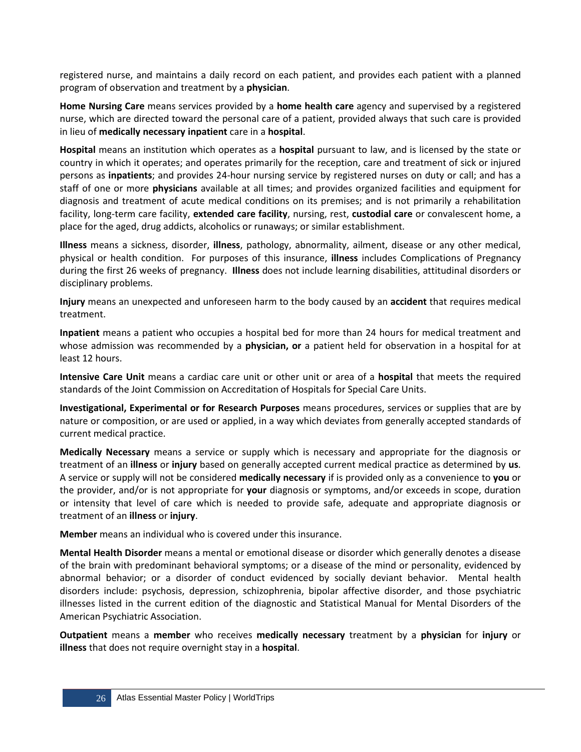registered nurse, and maintains a daily record on each patient, and provides each patient with a planned program of observation and treatment by a **physician**.

**Home Nursing Care** means services provided by a **home health care** agency and supervised by a registered nurse, which are directed toward the personal care of a patient, provided always that such care is provided in lieu of **medically necessary inpatient** care in a **hospital**.

**Hospital** means an institution which operates as a **hospital** pursuant to law, and is licensed by the state or country in which it operates; and operates primarily for the reception, care and treatment of sick or injured persons as **inpatients**; and provides 24-hour nursing service by registered nurses on duty or call; and has a staff of one or more **physicians** available at all times; and provides organized facilities and equipment for diagnosis and treatment of acute medical conditions on its premises; and is not primarily a rehabilitation facility, long-term care facility, **extended care facility**, nursing, rest, **custodial care** or convalescent home, a place for the aged, drug addicts, alcoholics or runaways; or similar establishment.

**Illness** means a sickness, disorder, **illness**, pathology, abnormality, ailment, disease or any other medical, physical or health condition. For purposes of this insurance, **illness** includes Complications of Pregnancy during the first 26 weeks of pregnancy. **Illness** does not include learning disabilities, attitudinal disorders or disciplinary problems.

**Injury** means an unexpected and unforeseen harm to the body caused by an **accident** that requires medical treatment.

**Inpatient** means a patient who occupies a hospital bed for more than 24 hours for medical treatment and whose admission was recommended by a **physician, or** a patient held for observation in a hospital for at least 12 hours.

**Intensive Care Unit** means a cardiac care unit or other unit or area of a **hospital** that meets the required standards of the Joint Commission on Accreditation of Hospitals for Special Care Units.

**Investigational, Experimental or for Research Purposes** means procedures, services or supplies that are by nature or composition, or are used or applied, in a way which deviates from generally accepted standards of current medical practice.

**Medically Necessary** means a service or supply which is necessary and appropriate for the diagnosis or treatment of an **illness** or **injury** based on generally accepted current medical practice as determined by **us**. A service or supply will not be considered **medically necessary** if is provided only as a convenience to **you** or the provider, and/or is not appropriate for **your** diagnosis or symptoms, and/or exceeds in scope, duration or intensity that level of care which is needed to provide safe, adequate and appropriate diagnosis or treatment of an **illness** or **injury**.

**Member** means an individual who is covered under this insurance.

**Mental Health Disorder** means a mental or emotional disease or disorder which generally denotes a disease of the brain with predominant behavioral symptoms; or a disease of the mind or personality, evidenced by abnormal behavior; or a disorder of conduct evidenced by socially deviant behavior. Mental health disorders include: psychosis, depression, schizophrenia, bipolar affective disorder, and those psychiatric illnesses listed in the current edition of the diagnostic and Statistical Manual for Mental Disorders of the American Psychiatric Association.

**Outpatient** means a **member** who receives **medically necessary** treatment by a **physician** for **injury** or **illness** that does not require overnight stay in a **hospital**.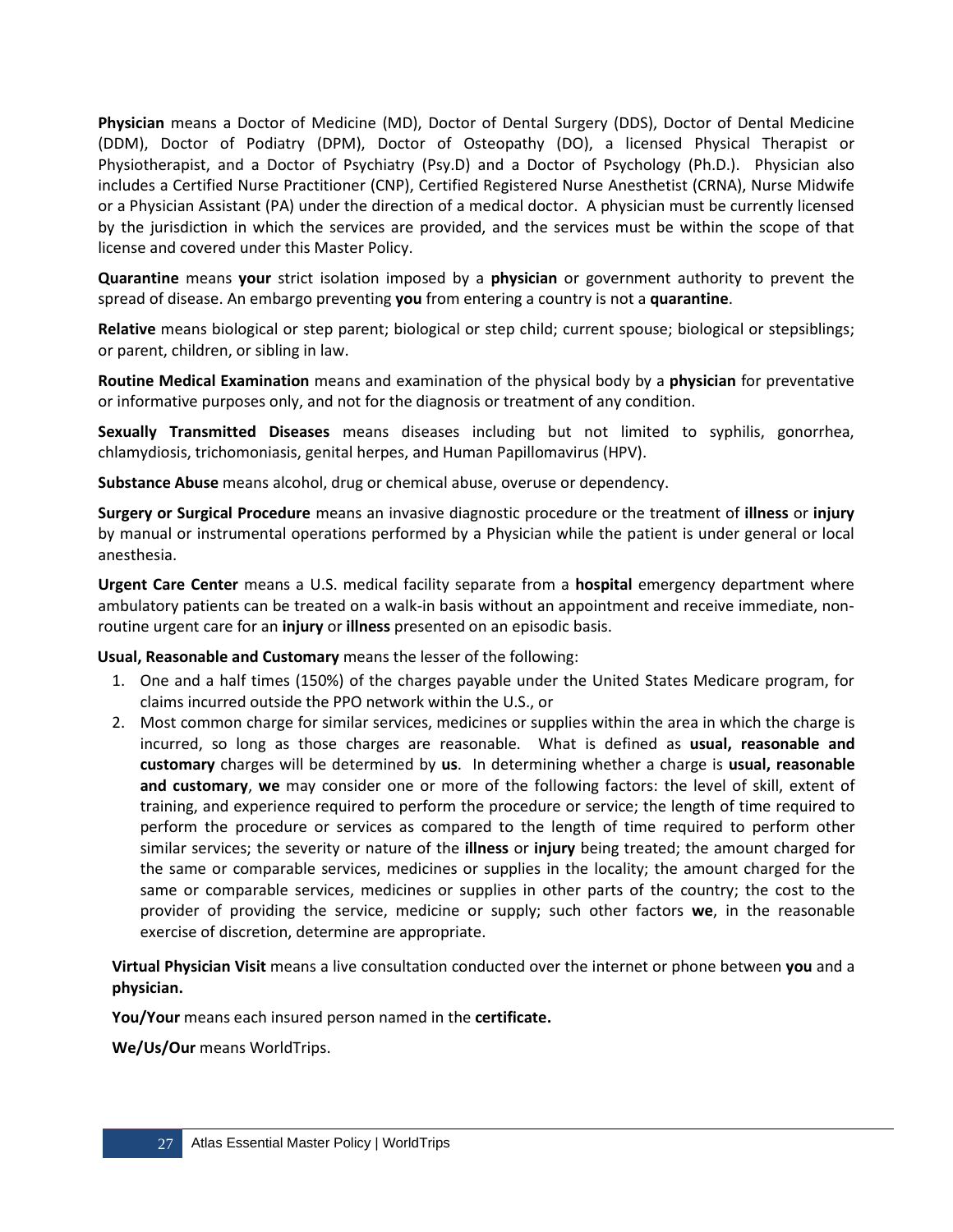**Physician** means a Doctor of Medicine (MD), Doctor of Dental Surgery (DDS), Doctor of Dental Medicine (DDM), Doctor of Podiatry (DPM), Doctor of Osteopathy (DO), a licensed Physical Therapist or Physiotherapist, and a Doctor of Psychiatry (Psy.D) and a Doctor of Psychology (Ph.D.). Physician also includes a Certified Nurse Practitioner (CNP), Certified Registered Nurse Anesthetist (CRNA), Nurse Midwife or a Physician Assistant (PA) under the direction of a medical doctor. A physician must be currently licensed by the jurisdiction in which the services are provided, and the services must be within the scope of that license and covered under this Master Policy.

**Quarantine** means **your** strict isolation imposed by a **physician** or government authority to prevent the spread of disease. An embargo preventing **you** from entering a country is not a **quarantine**.

**Relative** means biological or step parent; biological or step child; current spouse; biological or stepsiblings; or parent, children, or sibling in law.

**Routine Medical Examination** means and examination of the physical body by a **physician** for preventative or informative purposes only, and not for the diagnosis or treatment of any condition.

**Sexually Transmitted Diseases** means diseases including but not limited to syphilis, gonorrhea, chlamydiosis, trichomoniasis, genital herpes, and Human Papillomavirus (HPV).

**Substance Abuse** means alcohol, drug or chemical abuse, overuse or dependency.

**Surgery or Surgical Procedure** means an invasive diagnostic procedure or the treatment of **illness** or **injury** by manual or instrumental operations performed by a Physician while the patient is under general or local anesthesia.

**Urgent Care Center** means a U.S. medical facility separate from a **hospital** emergency department where ambulatory patients can be treated on a walk-in basis without an appointment and receive immediate, non-routine urgent care for an **injury** or **illness** presented on an episodic basis.

**Usual, Reasonable and Customary** means the lesser of the following:

1. One and a half times (150%) of the charges payable under the United States Medicare program, for claims incurred outside the PPO network within the U.S., or
2. Most common charge for similar services, medicines or supplies within the area in which the charge is incurred, so long as those charges are reasonable. What is defined as **usual, reasonable and customary** charges will be determined by **us**. In determining whether a charge is **usual, reasonable and customary**, **we** may consider one or more of the following factors: the level of skill, extent of training, and experience required to perform the procedure or service; the length of time required to perform the procedure or services as compared to the length of time required to perform other similar services; the severity or nature of the **illness** or **injury** being treated; the amount charged for the same or comparable services, medicines or supplies in the locality; the amount charged for the same or comparable services, medicines or supplies in other parts of the country; the cost to the provider of providing the service, medicine or supply; such other factors **we**, in the reasonable exercise of discretion, determine are appropriate.

**Virtual Physician Visit** means a live consultation conducted over the internet or phone between **you** and a **physician.**

**You/Your** means each insured person named in the **certificate.**

**We/Us/Our** means WorldTrips.